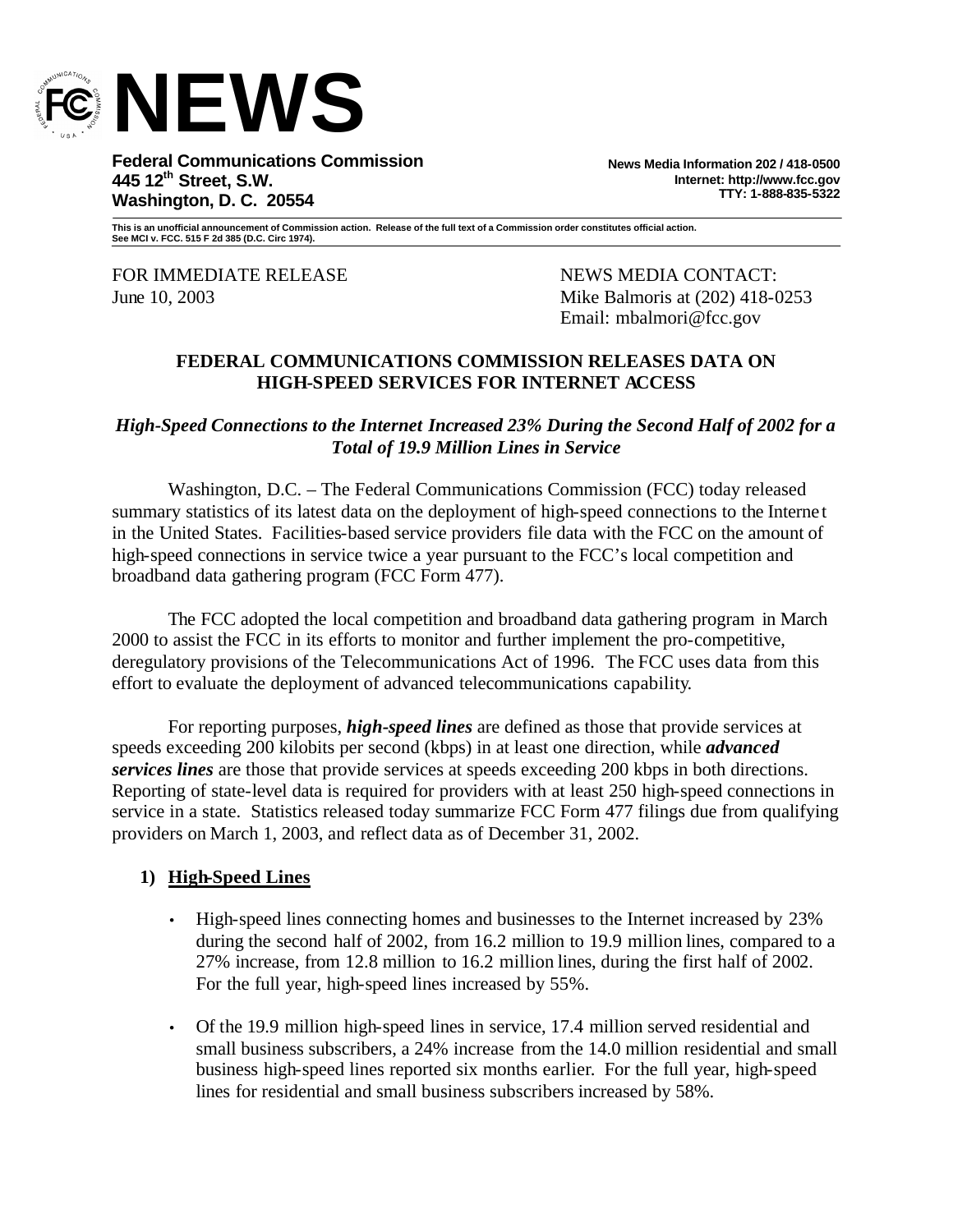# NEWS

**Federal Communications Commission**
**445 12th Street, S.W.**
**Washington, D. C. 20554**

**News Media Information 202 / 418-0500**
**Internet: http://www.fcc.gov**
**TTY: 1-888-835-5322**

**This is an unofficial announcement of Commission action. Release of the full text of a Commission order constitutes official action. See MCI v. FCC. 515 F 2d 385 (D.C. Circ 1974).**

FOR IMMEDIATE RELEASE
June 10, 2003

NEWS MEDIA CONTACT:
Mike Balmoris at (202) 418-0253
Email: mbalmori@fcc.gov

## FEDERAL COMMUNICATIONS COMMISSION RELEASES DATA ON HIGH-SPEED SERVICES FOR INTERNET ACCESS

***High-Speed Connections to the Internet Increased 23% During the Second Half of 2002 for a Total of 19.9 Million Lines in Service***

Washington, D.C. – The Federal Communications Commission (FCC) today released summary statistics of its latest data on the deployment of high-speed connections to the Internet in the United States. Facilities-based service providers file data with the FCC on the amount of high-speed connections in service twice a year pursuant to the FCC's local competition and broadband data gathering program (FCC Form 477).

The FCC adopted the local competition and broadband data gathering program in March 2000 to assist the FCC in its efforts to monitor and further implement the pro-competitive, deregulatory provisions of the Telecommunications Act of 1996. The FCC uses data from this effort to evaluate the deployment of advanced telecommunications capability.

For reporting purposes, ***high-speed lines*** are defined as those that provide services at speeds exceeding 200 kilobits per second (kbps) in at least one direction, while ***advanced services lines*** are those that provide services at speeds exceeding 200 kbps in both directions. Reporting of state-level data is required for providers with at least 250 high-speed connections in service in a state. Statistics released today summarize FCC Form 477 filings due from qualifying providers on March 1, 2003, and reflect data as of December 31, 2002.

### 1) High-Speed Lines

- High-speed lines connecting homes and businesses to the Internet increased by 23% during the second half of 2002, from 16.2 million to 19.9 million lines, compared to a 27% increase, from 12.8 million to 16.2 million lines, during the first half of 2002. For the full year, high-speed lines increased by 55%.
- Of the 19.9 million high-speed lines in service, 17.4 million served residential and small business subscribers, a 24% increase from the 14.0 million residential and small business high-speed lines reported six months earlier. For the full year, high-speed lines for residential and small business subscribers increased by 58%.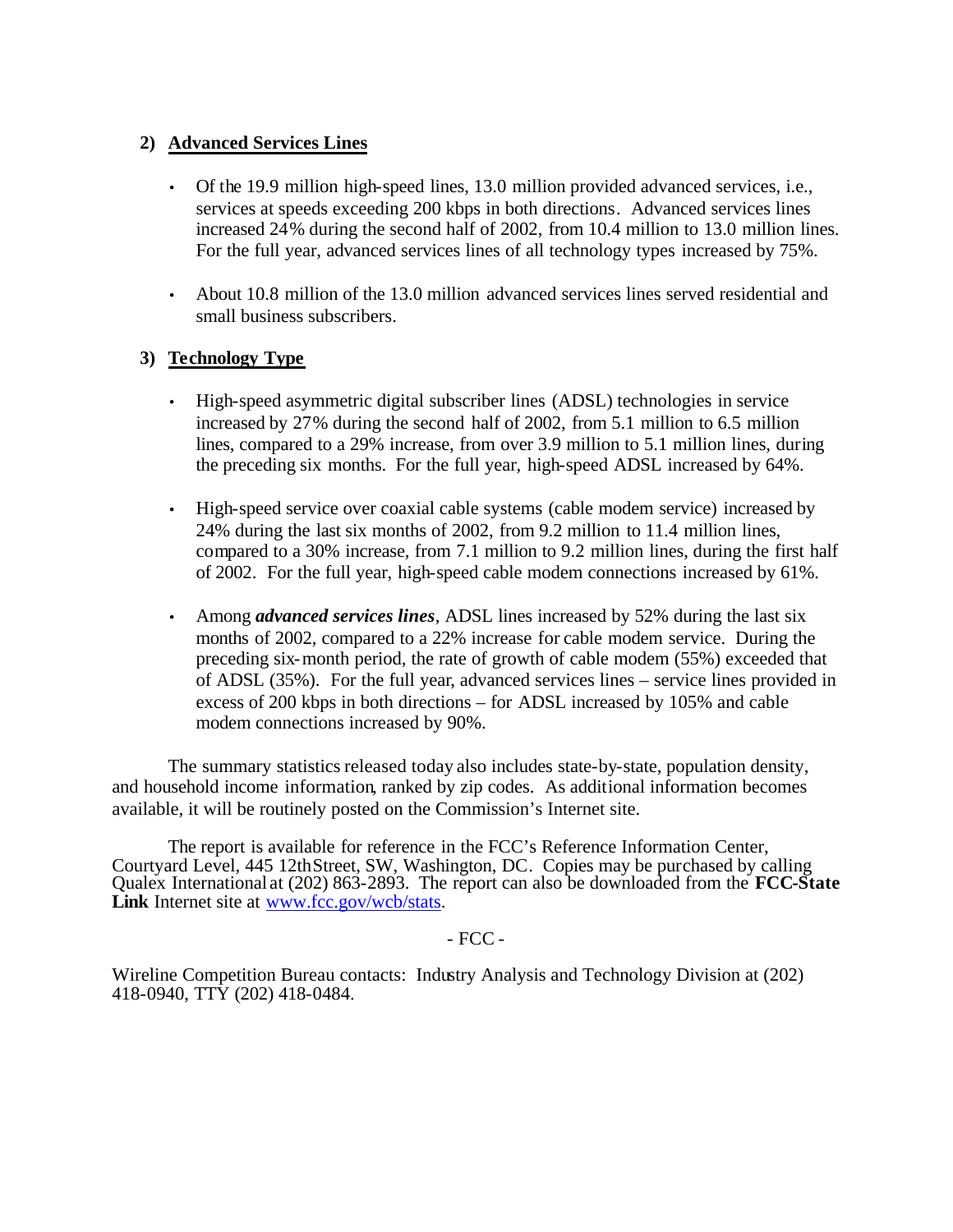## 2) Advanced Services Lines

- Of the 19.9 million high-speed lines, 13.0 million provided advanced services, i.e., services at speeds exceeding 200 kbps in both directions. Advanced services lines increased 24% during the second half of 2002, from 10.4 million to 13.0 million lines. For the full year, advanced services lines of all technology types increased by 75%.

- About 10.8 million of the 13.0 million advanced services lines served residential and small business subscribers.

## 3) Technology Type

- High-speed asymmetric digital subscriber lines (ADSL) technologies in service increased by 27% during the second half of 2002, from 5.1 million to 6.5 million lines, compared to a 29% increase, from over 3.9 million to 5.1 million lines, during the preceding six months. For the full year, high-speed ADSL increased by 64%.

- High-speed service over coaxial cable systems (cable modem service) increased by 24% during the last six months of 2002, from 9.2 million to 11.4 million lines, compared to a 30% increase, from 7.1 million to 9.2 million lines, during the first half of 2002. For the full year, high-speed cable modem connections increased by 61%.

- Among ***advanced services lines***, ADSL lines increased by 52% during the last six months of 2002, compared to a 22% increase for cable modem service. During the preceding six-month period, the rate of growth of cable modem (55%) exceeded that of ADSL (35%). For the full year, advanced services lines – service lines provided in excess of 200 kbps in both directions – for ADSL increased by 105% and cable modem connections increased by 90%.

The summary statistics released today also includes state-by-state, population density, and household income information, ranked by zip codes. As additional information becomes available, it will be routinely posted on the Commission's Internet site.

The report is available for reference in the FCC's Reference Information Center, Courtyard Level, 445 12th Street, SW, Washington, DC. Copies may be purchased by calling Qualex International at (202) 863-2893. The report can also be downloaded from the **FCC-State Link** Internet site at www.fcc.gov/wcb/stats.

- FCC -

Wireline Competition Bureau contacts: Industry Analysis and Technology Division at (202) 418-0940, TTY (202) 418-0484.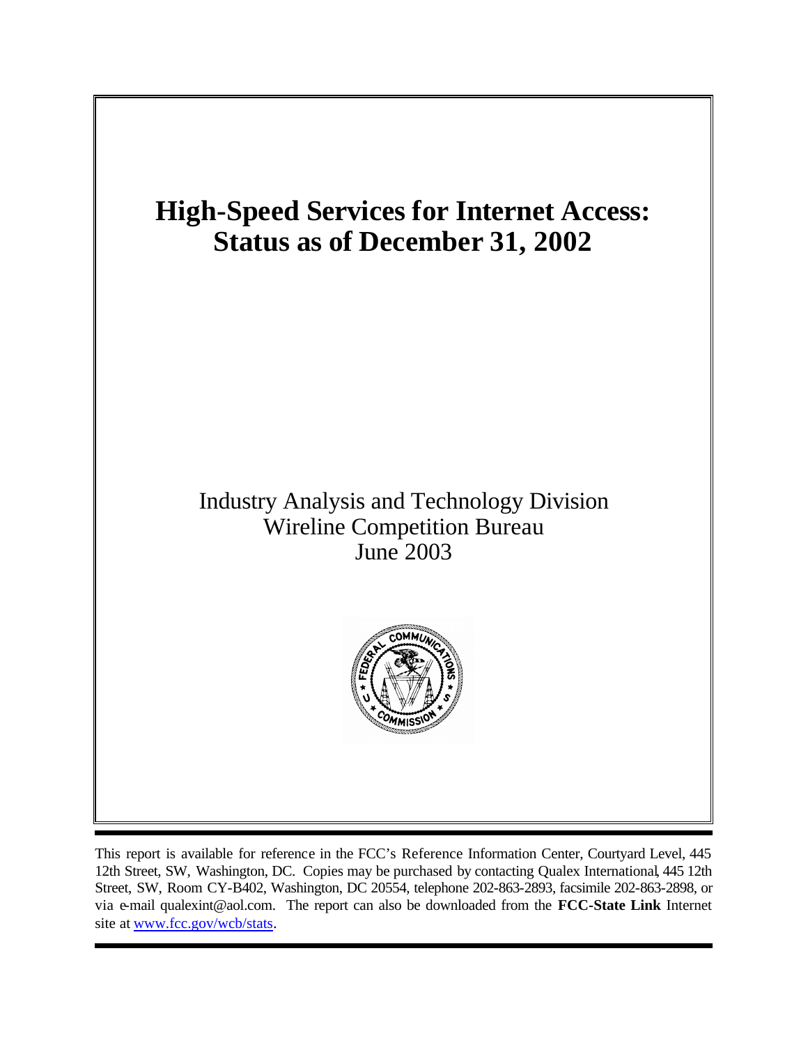# High-Speed Services for Internet Access: Status as of December 31, 2002

Industry Analysis and Technology Division
Wireline Competition Bureau
June 2003

This report is available for reference in the FCC's Reference Information Center, Courtyard Level, 445 12th Street, SW, Washington, DC. Copies may be purchased by contacting Qualex International, 445 12th Street, SW, Room CY-B402, Washington, DC 20554, telephone 202-863-2893, facsimile 202-863-2898, or via e-mail qualexint@aol.com. The report can also be downloaded from the **FCC-State Link** Internet site at [www.fcc.gov/wcb/stats](www.fcc.gov/wcb/stats).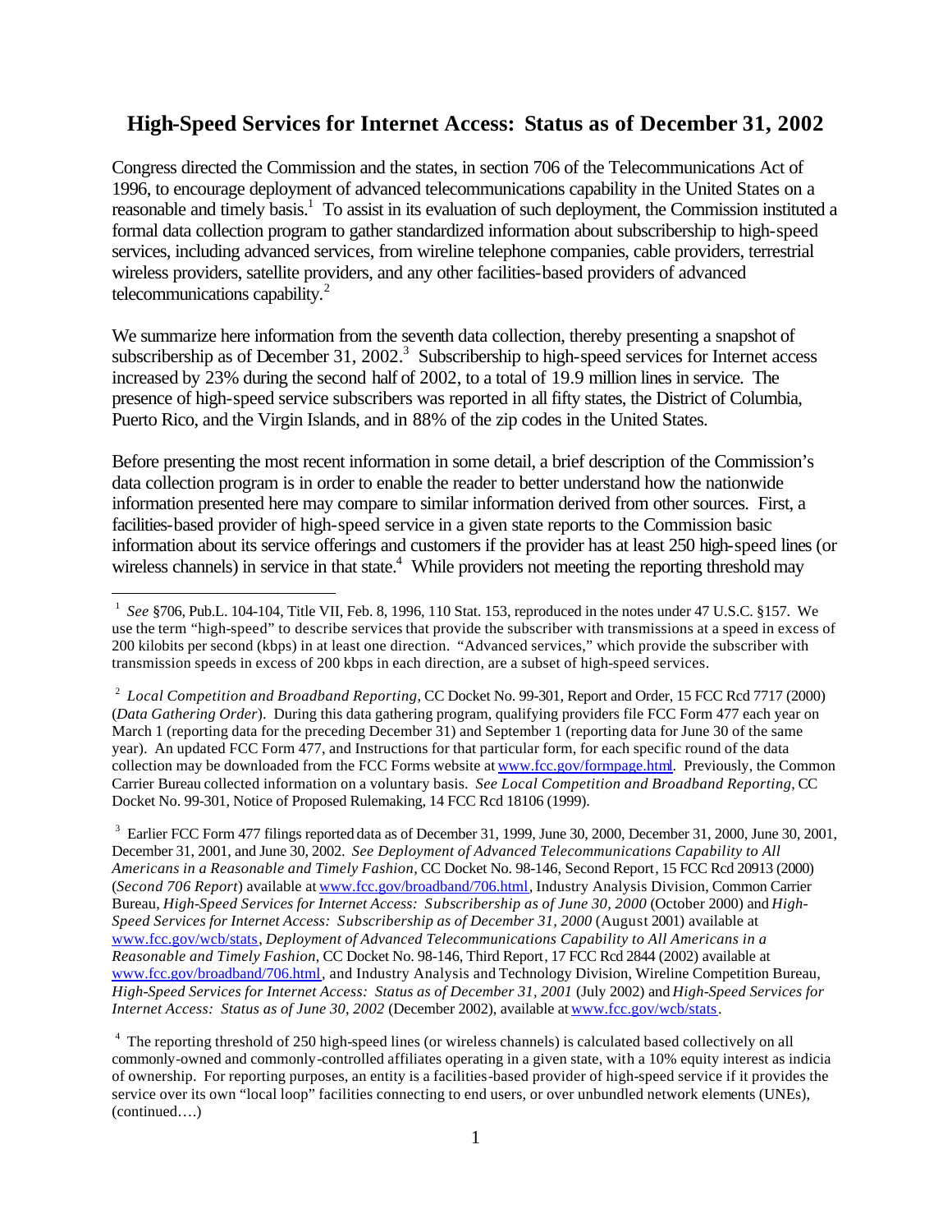## High-Speed Services for Internet Access: Status as of December 31, 2002

Congress directed the Commission and the states, in section 706 of the Telecommunications Act of 1996, to encourage deployment of advanced telecommunications capability in the United States on a reasonable and timely basis.[1] To assist in its evaluation of such deployment, the Commission instituted a formal data collection program to gather standardized information about subscribership to high-speed services, including advanced services, from wireline telephone companies, cable providers, terrestrial wireless providers, satellite providers, and any other facilities-based providers of advanced telecommunications capability.[2]

We summarize here information from the seventh data collection, thereby presenting a snapshot of subscribership as of December 31, 2002.[3] Subscribership to high-speed services for Internet access increased by 23% during the second half of 2002, to a total of 19.9 million lines in service. The presence of high-speed service subscribers was reported in all fifty states, the District of Columbia, Puerto Rico, and the Virgin Islands, and in 88% of the zip codes in the United States.

Before presenting the most recent information in some detail, a brief description of the Commission's data collection program is in order to enable the reader to better understand how the nationwide information presented here may compare to similar information derived from other sources. First, a facilities-based provider of high-speed service in a given state reports to the Commission basic information about its service offerings and customers if the provider has at least 250 high-speed lines (or wireless channels) in service in that state.[4] While providers not meeting the reporting threshold may

---

[1] *See* §706, Pub.L. 104-104, Title VII, Feb. 8, 1996, 110 Stat. 153, reproduced in the notes under 47 U.S.C. §157. We use the term "high-speed" to describe services that provide the subscriber with transmissions at a speed in excess of 200 kilobits per second (kbps) in at least one direction. "Advanced services," which provide the subscriber with transmission speeds in excess of 200 kbps in each direction, are a subset of high-speed services.

[2] *Local Competition and Broadband Reporting*, CC Docket No. 99-301, Report and Order, 15 FCC Rcd 7717 (2000) (*Data Gathering Order*). During this data gathering program, qualifying providers file FCC Form 477 each year on March 1 (reporting data for the preceding December 31) and September 1 (reporting data for June 30 of the same year). An updated FCC Form 477, and Instructions for that particular form, for each specific round of the data collection may be downloaded from the FCC Forms website at www.fcc.gov/formpage.html. Previously, the Common Carrier Bureau collected information on a voluntary basis. *See Local Competition and Broadband Reporting*, CC Docket No. 99-301, Notice of Proposed Rulemaking, 14 FCC Rcd 18106 (1999).

[3] Earlier FCC Form 477 filings reported data as of December 31, 1999, June 30, 2000, December 31, 2000, June 30, 2001, December 31, 2001, and June 30, 2002. *See Deployment of Advanced Telecommunications Capability to All Americans in a Reasonable and Timely Fashion*, CC Docket No. 98-146, Second Report, 15 FCC Rcd 20913 (2000) (*Second 706 Report*) available at www.fcc.gov/broadband/706.html, Industry Analysis Division, Common Carrier Bureau, *High-Speed Services for Internet Access: Subscribership as of June 30, 2000* (October 2000) and *High-Speed Services for Internet Access: Subscribership as of December 31, 2000* (August 2001) available at www.fcc.gov/wcb/stats, *Deployment of Advanced Telecommunications Capability to All Americans in a Reasonable and Timely Fashion*, CC Docket No. 98-146, Third Report, 17 FCC Rcd 2844 (2002) available at www.fcc.gov/broadband/706.html, and Industry Analysis and Technology Division, Wireline Competition Bureau, *High-Speed Services for Internet Access: Status as of December 31, 2001* (July 2002) and *High-Speed Services for Internet Access: Status as of June 30, 2002* (December 2002), available at www.fcc.gov/wcb/stats.

[4] The reporting threshold of 250 high-speed lines (or wireless channels) is calculated based collectively on all commonly-owned and commonly-controlled affiliates operating in a given state, with a 10% equity interest as indicia of ownership. For reporting purposes, an entity is a facilities-based provider of high-speed service if it provides the service over its own "local loop" facilities connecting to end users, or over unbundled network elements (UNEs), (continued….)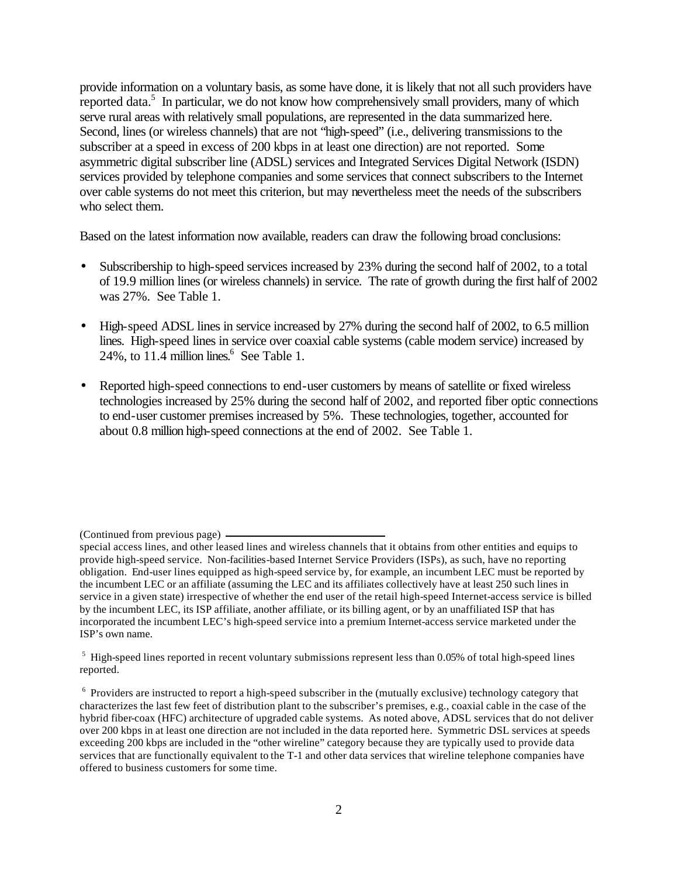provide information on a voluntary basis, as some have done, it is likely that not all such providers have reported data.[5] In particular, we do not know how comprehensively small providers, many of which serve rural areas with relatively small populations, are represented in the data summarized here. Second, lines (or wireless channels) that are not "high-speed" (i.e., delivering transmissions to the subscriber at a speed in excess of 200 kbps in at least one direction) are not reported. Some asymmetric digital subscriber line (ADSL) services and Integrated Services Digital Network (ISDN) services provided by telephone companies and some services that connect subscribers to the Internet over cable systems do not meet this criterion, but may nevertheless meet the needs of the subscribers who select them.

Based on the latest information now available, readers can draw the following broad conclusions:

- Subscribership to high-speed services increased by 23% during the second half of 2002, to a total of 19.9 million lines (or wireless channels) in service. The rate of growth during the first half of 2002 was 27%. See Table 1.

- High-speed ADSL lines in service increased by 27% during the second half of 2002, to 6.5 million lines. High-speed lines in service over coaxial cable systems (cable modem service) increased by 24%, to 11.4 million lines.[6] See Table 1.

- Reported high-speed connections to end-user customers by means of satellite or fixed wireless technologies increased by 25% during the second half of 2002, and reported fiber optic connections to end-user customer premises increased by 5%. These technologies, together, accounted for about 0.8 million high-speed connections at the end of 2002. See Table 1.

(Continued from previous page)

special access lines, and other leased lines and wireless channels that it obtains from other entities and equips to provide high-speed service. Non-facilities-based Internet Service Providers (ISPs), as such, have no reporting obligation. End-user lines equipped as high-speed service by, for example, an incumbent LEC must be reported by the incumbent LEC or an affiliate (assuming the LEC and its affiliates collectively have at least 250 such lines in service in a given state) irrespective of whether the end user of the retail high-speed Internet-access service is billed by the incumbent LEC, its ISP affiliate, another affiliate, or its billing agent, or by an unaffiliated ISP that has incorporated the incumbent LEC's high-speed service into a premium Internet-access service marketed under the ISP's own name.

[5] High-speed lines reported in recent voluntary submissions represent less than 0.05% of total high-speed lines reported.

[6] Providers are instructed to report a high-speed subscriber in the (mutually exclusive) technology category that characterizes the last few feet of distribution plant to the subscriber's premises, e.g., coaxial cable in the case of the hybrid fiber-coax (HFC) architecture of upgraded cable systems. As noted above, ADSL services that do not deliver over 200 kbps in at least one direction are not included in the data reported here. Symmetric DSL services at speeds exceeding 200 kbps are included in the "other wireline" category because they are typically used to provide data services that are functionally equivalent to the T-1 and other data services that wireline telephone companies have offered to business customers for some time.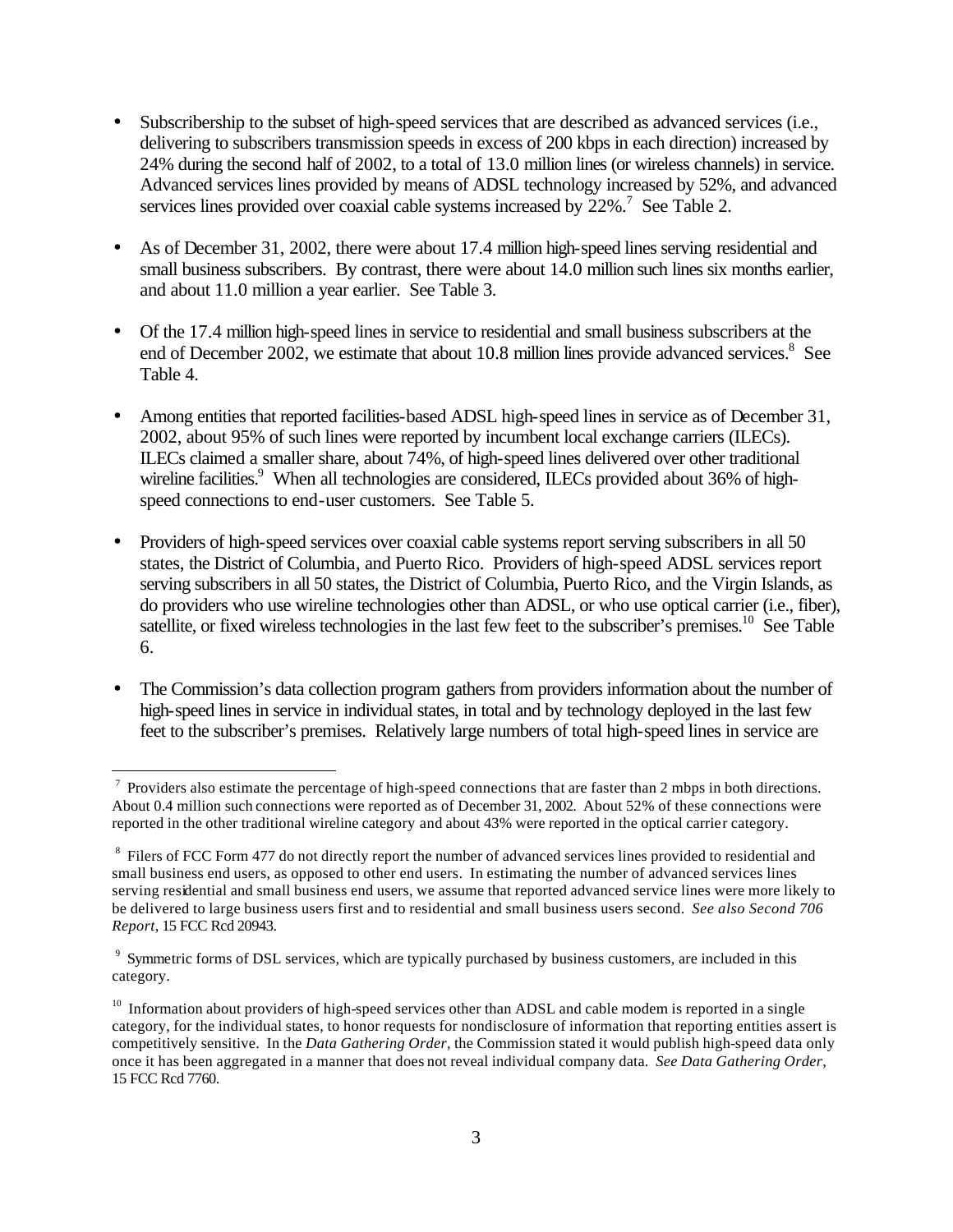- Subscribership to the subset of high-speed services that are described as advanced services (i.e., delivering to subscribers transmission speeds in excess of 200 kbps in each direction) increased by 24% during the second half of 2002, to a total of 13.0 million lines (or wireless channels) in service. Advanced services lines provided by means of ADSL technology increased by 52%, and advanced services lines provided over coaxial cable systems increased by 22%.[7] See Table 2.

- As of December 31, 2002, there were about 17.4 million high-speed lines serving residential and small business subscribers. By contrast, there were about 14.0 million such lines six months earlier, and about 11.0 million a year earlier. See Table 3.

- Of the 17.4 million high-speed lines in service to residential and small business subscribers at the end of December 2002, we estimate that about 10.8 million lines provide advanced services.[8] See Table 4.

- Among entities that reported facilities-based ADSL high-speed lines in service as of December 31, 2002, about 95% of such lines were reported by incumbent local exchange carriers (ILECs). ILECs claimed a smaller share, about 74%, of high-speed lines delivered over other traditional wireline facilities.[9] When all technologies are considered, ILECs provided about 36% of high-speed connections to end-user customers. See Table 5.

- Providers of high-speed services over coaxial cable systems report serving subscribers in all 50 states, the District of Columbia, and Puerto Rico. Providers of high-speed ADSL services report serving subscribers in all 50 states, the District of Columbia, Puerto Rico, and the Virgin Islands, as do providers who use wireline technologies other than ADSL, or who use optical carrier (i.e., fiber), satellite, or fixed wireless technologies in the last few feet to the subscriber's premises.[10] See Table 6.

- The Commission's data collection program gathers from providers information about the number of high-speed lines in service in individual states, in total and by technology deployed in the last few feet to the subscriber's premises. Relatively large numbers of total high-speed lines in service are

---

[7] Providers also estimate the percentage of high-speed connections that are faster than 2 mbps in both directions. About 0.4 million such connections were reported as of December 31, 2002. About 52% of these connections were reported in the other traditional wireline category and about 43% were reported in the optical carrier category.

[8] Filers of FCC Form 477 do not directly report the number of advanced services lines provided to residential and small business end users, as opposed to other end users. In estimating the number of advanced services lines serving residential and small business end users, we assume that reported advanced service lines were more likely to be delivered to large business users first and to residential and small business users second. *See also Second 706 Report*, 15 FCC Rcd 20943.

[9] Symmetric forms of DSL services, which are typically purchased by business customers, are included in this category.

[10] Information about providers of high-speed services other than ADSL and cable modem is reported in a single category, for the individual states, to honor requests for nondisclosure of information that reporting entities assert is competitively sensitive. In the *Data Gathering Order*, the Commission stated it would publish high-speed data only once it has been aggregated in a manner that does not reveal individual company data. *See Data Gathering Order*, 15 FCC Rcd 7760.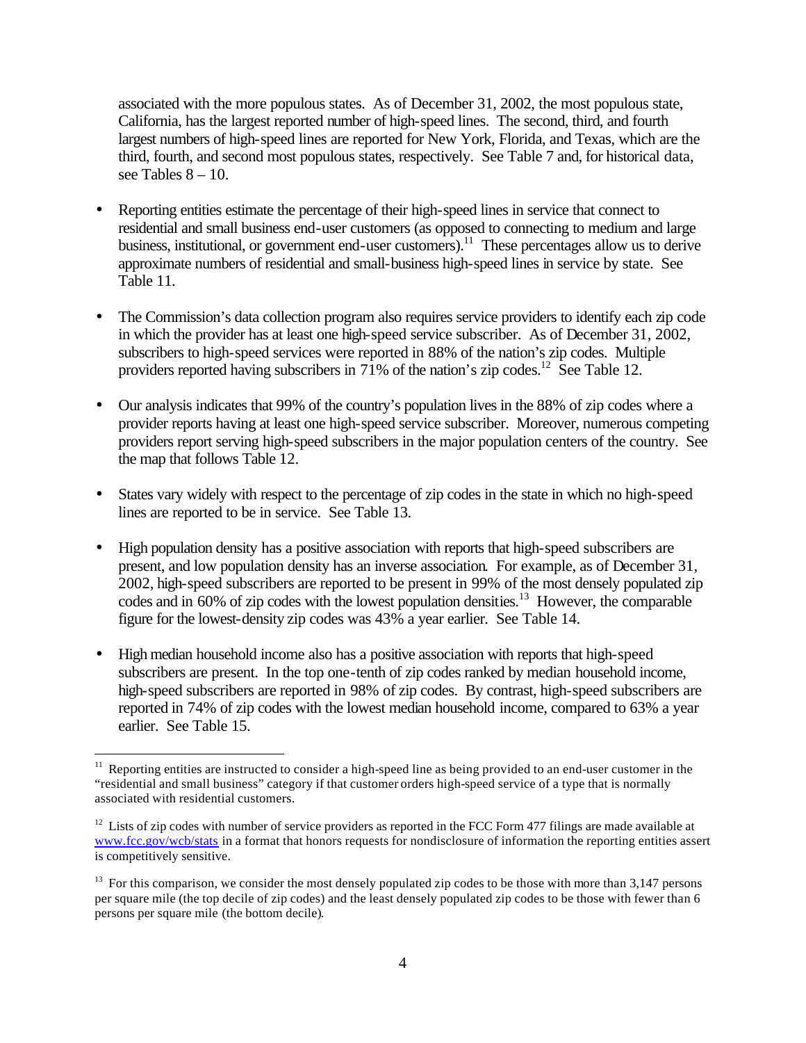associated with the more populous states. As of December 31, 2002, the most populous state, California, has the largest reported number of high-speed lines. The second, third, and fourth largest numbers of high-speed lines are reported for New York, Florida, and Texas, which are the third, fourth, and second most populous states, respectively. See Table 7 and, for historical data, see Tables 8 – 10.

- Reporting entities estimate the percentage of their high-speed lines in service that connect to residential and small business end-user customers (as opposed to connecting to medium and large business, institutional, or government end-user customers).[11] These percentages allow us to derive approximate numbers of residential and small-business high-speed lines in service by state. See Table 11.

- The Commission's data collection program also requires service providers to identify each zip code in which the provider has at least one high-speed service subscriber. As of December 31, 2002, subscribers to high-speed services were reported in 88% of the nation's zip codes. Multiple providers reported having subscribers in 71% of the nation's zip codes.[12] See Table 12.

- Our analysis indicates that 99% of the country's population lives in the 88% of zip codes where a provider reports having at least one high-speed service subscriber. Moreover, numerous competing providers report serving high-speed subscribers in the major population centers of the country. See the map that follows Table 12.

- States vary widely with respect to the percentage of zip codes in the state in which no high-speed lines are reported to be in service. See Table 13.

- High population density has a positive association with reports that high-speed subscribers are present, and low population density has an inverse association. For example, as of December 31, 2002, high-speed subscribers are reported to be present in 99% of the most densely populated zip codes and in 60% of zip codes with the lowest population densities.[13] However, the comparable figure for the lowest-density zip codes was 43% a year earlier. See Table 14.

- High median household income also has a positive association with reports that high-speed subscribers are present. In the top one-tenth of zip codes ranked by median household income, high-speed subscribers are reported in 98% of zip codes. By contrast, high-speed subscribers are reported in 74% of zip codes with the lowest median household income, compared to 63% a year earlier. See Table 15.

---

[11] Reporting entities are instructed to consider a high-speed line as being provided to an end-user customer in the "residential and small business" category if that customer orders high-speed service of a type that is normally associated with residential customers.

[12] Lists of zip codes with number of service providers as reported in the FCC Form 477 filings are made available at www.fcc.gov/wcb/stats in a format that honors requests for nondisclosure of information the reporting entities assert is competitively sensitive.

[13] For this comparison, we consider the most densely populated zip codes to be those with more than 3,147 persons per square mile (the top decile of zip codes) and the least densely populated zip codes to be those with fewer than 6 persons per square mile (the bottom decile).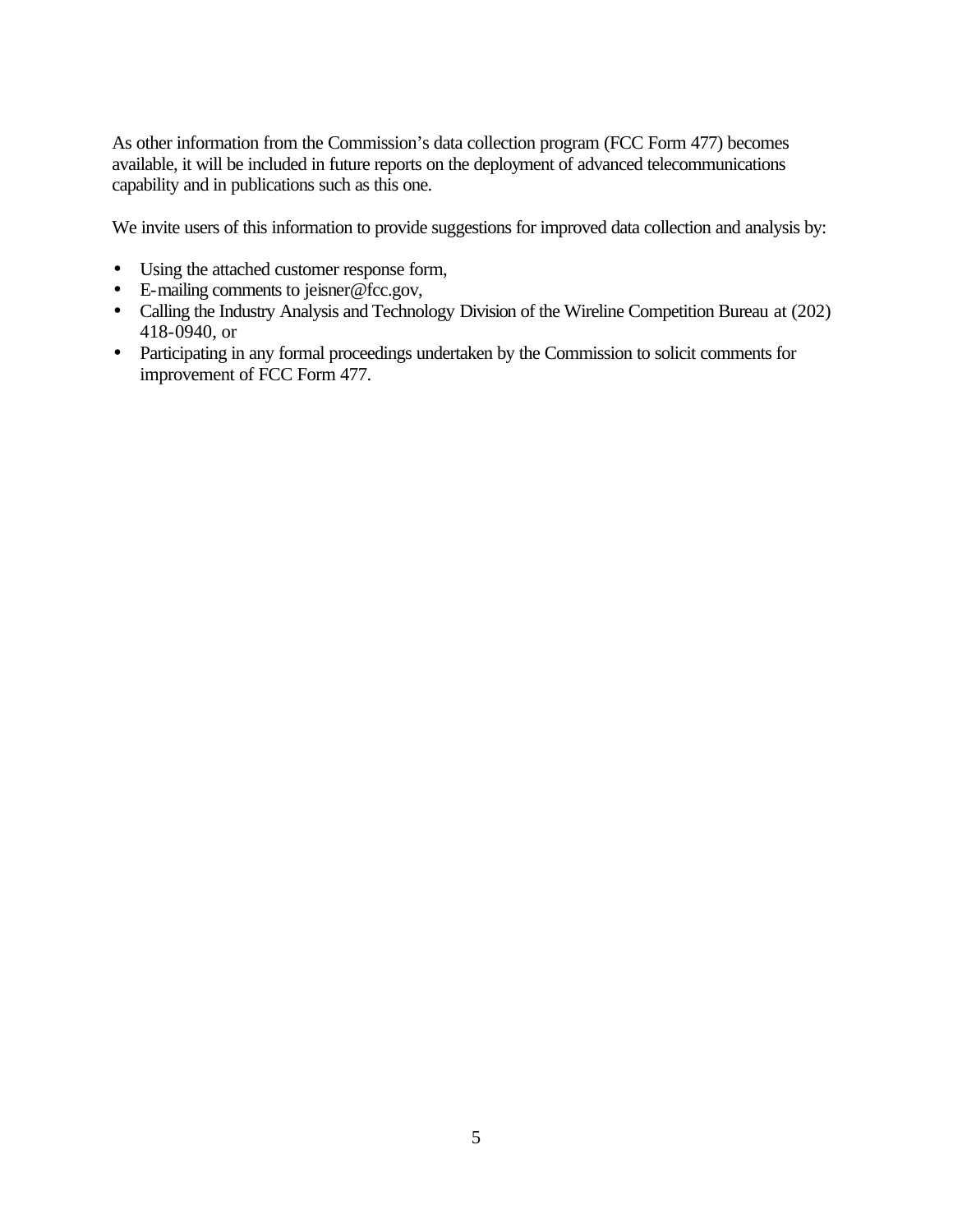As other information from the Commission's data collection program (FCC Form 477) becomes available, it will be included in future reports on the deployment of advanced telecommunications capability and in publications such as this one.

We invite users of this information to provide suggestions for improved data collection and analysis by:

- Using the attached customer response form,
- E-mailing comments to jeisner@fcc.gov,
- Calling the Industry Analysis and Technology Division of the Wireline Competition Bureau at (202) 418-0940, or
- Participating in any formal proceedings undertaken by the Commission to solicit comments for improvement of FCC Form 477.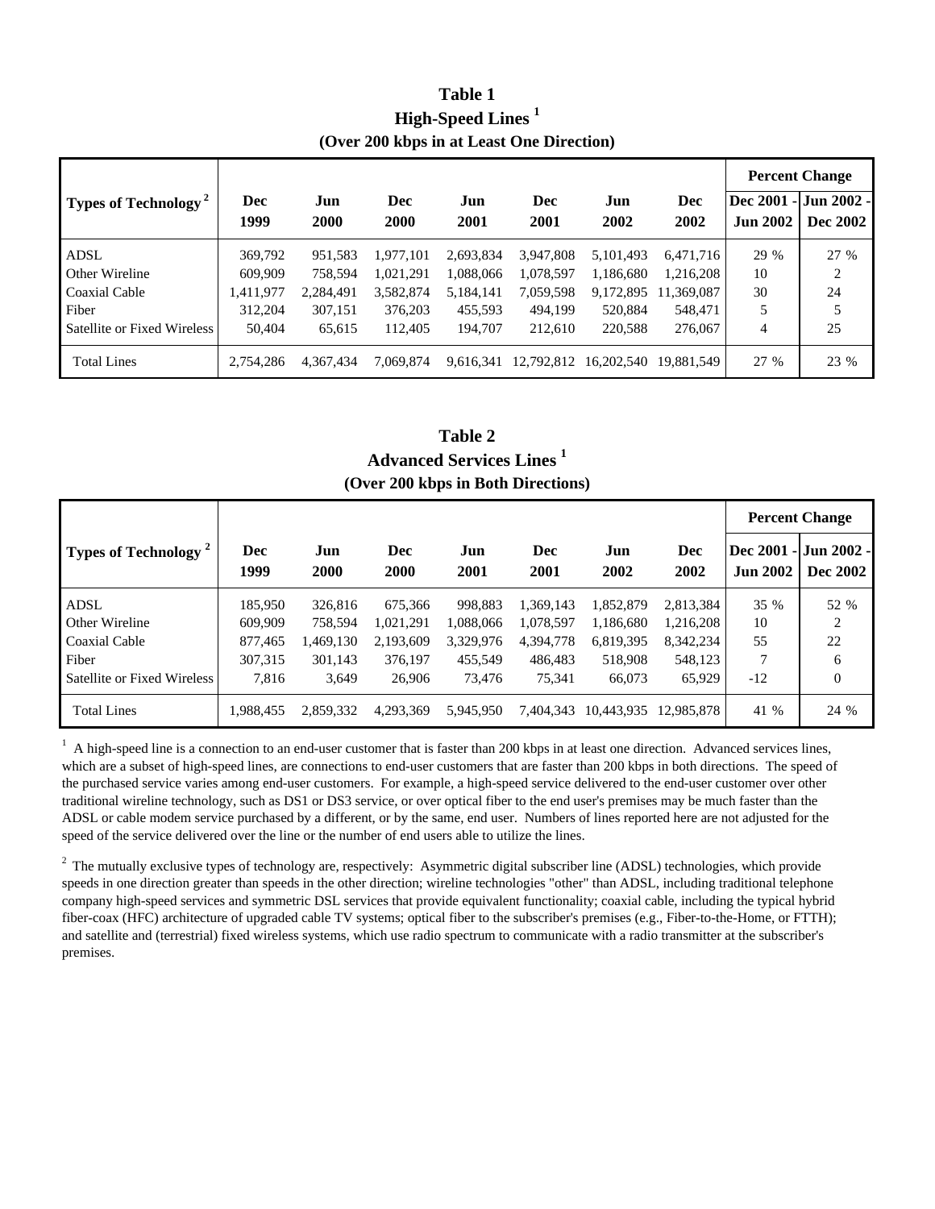# Table 1
## High-Speed Lines [1]
### (Over 200 kbps in at Least One Direction)

| Types of Technology [2] | Dec 1999 | Jun 2000 | Dec 2000 | Jun 2001 | Dec 2001 | Jun 2002 | Dec 2002 | Percent Change Dec 2001 - Jun 2002 | Percent Change Jun 2002 - Dec 2002 |
|---|---|---|---|---|---|---|---|---|---|
| ADSL | 369,792 | 951,583 | 1,977,101 | 2,693,834 | 3,947,808 | 5,101,493 | 6,471,716 | 29 % | 27 % |
| Other Wireline | 609,909 | 758,594 | 1,021,291 | 1,088,066 | 1,078,597 | 1,186,680 | 1,216,208 | 10 | 2 |
| Coaxial Cable | 1,411,977 | 2,284,491 | 3,582,874 | 5,184,141 | 7,059,598 | 9,172,895 | 11,369,087 | 30 | 24 |
| Fiber | 312,204 | 307,151 | 376,203 | 455,593 | 494,199 | 520,884 | 548,471 | 5 | 5 |
| Satellite or Fixed Wireless | 50,404 | 65,615 | 112,405 | 194,707 | 212,610 | 220,588 | 276,067 | 4 | 25 |
| Total Lines | 2,754,286 | 4,367,434 | 7,069,874 | 9,616,341 | 12,792,812 | 16,202,540 | 19,881,549 | 27 % | 23 % |

# Table 2
## Advanced Services Lines [1]
### (Over 200 kbps in Both Directions)

| Types of Technology [2] | Dec 1999 | Jun 2000 | Dec 2000 | Jun 2001 | Dec 2001 | Jun 2002 | Dec 2002 | Percent Change Dec 2001 - Jun 2002 | Percent Change Jun 2002 - Dec 2002 |
|---|---|---|---|---|---|---|---|---|---|
| ADSL | 185,950 | 326,816 | 675,366 | 998,883 | 1,369,143 | 1,852,879 | 2,813,384 | 35 % | 52 % |
| Other Wireline | 609,909 | 758,594 | 1,021,291 | 1,088,066 | 1,078,597 | 1,186,680 | 1,216,208 | 10 | 2 |
| Coaxial Cable | 877,465 | 1,469,130 | 2,193,609 | 3,329,976 | 4,394,778 | 6,819,395 | 8,342,234 | 55 | 22 |
| Fiber | 307,315 | 301,143 | 376,197 | 455,549 | 486,483 | 518,908 | 548,123 | 7 | 6 |
| Satellite or Fixed Wireless | 7,816 | 3,649 | 26,906 | 73,476 | 75,341 | 66,073 | 65,929 | -12 | 0 |
| Total Lines | 1,988,455 | 2,859,332 | 4,293,369 | 5,945,950 | 7,404,343 | 10,443,935 | 12,985,878 | 41 % | 24 % |

[1] A high-speed line is a connection to an end-user customer that is faster than 200 kbps in at least one direction. Advanced services lines, which are a subset of high-speed lines, are connections to end-user customers that are faster than 200 kbps in both directions. The speed of the purchased service varies among end-user customers. For example, a high-speed service delivered to the end-user customer over other traditional wireline technology, such as DS1 or DS3 service, or over optical fiber to the end user's premises may be much faster than the ADSL or cable modem service purchased by a different, or by the same, end user. Numbers of lines reported here are not adjusted for the speed of the service delivered over the line or the number of end users able to utilize the lines.

[2] The mutually exclusive types of technology are, respectively: Asymmetric digital subscriber line (ADSL) technologies, which provide speeds in one direction greater than speeds in the other direction; wireline technologies "other" than ADSL, including traditional telephone company high-speed services and symmetric DSL services that provide equivalent functionality; coaxial cable, including the typical hybrid fiber-coax (HFC) architecture of upgraded cable TV systems; optical fiber to the subscriber's premises (e.g., Fiber-to-the-Home, or FTTH); and satellite and (terrestrial) fixed wireless systems, which use radio spectrum to communicate with a radio transmitter at the subscriber's premises.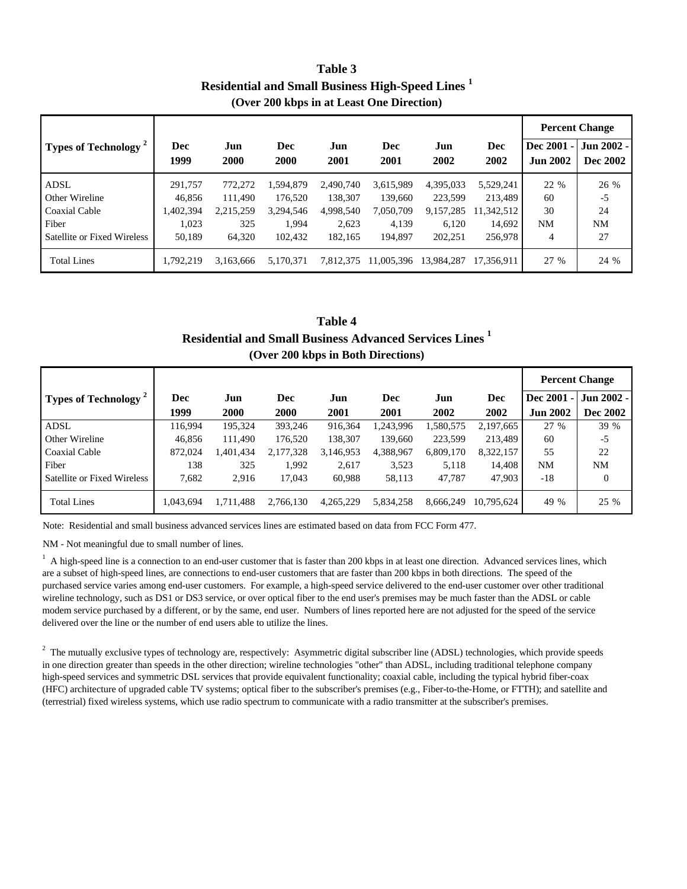# Table 3
## Residential and Small Business High-Speed Lines [1]
### (Over 200 kbps in at Least One Direction)

| Types of Technology [2] | Dec 1999 | Jun 2000 | Dec 2000 | Jun 2001 | Dec 2001 | Jun 2002 | Dec 2002 | Percent Change Dec 2001 - Jun 2002 | Percent Change Jun 2002 - Dec 2002 |
|---|---|---|---|---|---|---|---|---|---|
| ADSL | 291,757 | 772,272 | 1,594,879 | 2,490,740 | 3,615,989 | 4,395,033 | 5,529,241 | 22 % | 26 % |
| Other Wireline | 46,856 | 111,490 | 176,520 | 138,307 | 139,660 | 223,599 | 213,489 | 60 | -5 |
| Coaxial Cable | 1,402,394 | 2,215,259 | 3,294,546 | 4,998,540 | 7,050,709 | 9,157,285 | 11,342,512 | 30 | 24 |
| Fiber | 1,023 | 325 | 1,994 | 2,623 | 4,139 | 6,120 | 14,692 | NM | NM |
| Satellite or Fixed Wireless | 50,189 | 64,320 | 102,432 | 182,165 | 194,897 | 202,251 | 256,978 | 4 | 27 |
| Total Lines | 1,792,219 | 3,163,666 | 5,170,371 | 7,812,375 | 11,005,396 | 13,984,287 | 17,356,911 | 27 % | 24 % |

# Table 4
## Residential and Small Business Advanced Services Lines [1]
### (Over 200 kbps in Both Directions)

| Types of Technology [2] | Dec 1999 | Jun 2000 | Dec 2000 | Jun 2001 | Dec 2001 | Jun 2002 | Dec 2002 | Percent Change Dec 2001 - Jun 2002 | Percent Change Jun 2002 - Dec 2002 |
|---|---|---|---|---|---|---|---|---|---|
| ADSL | 116,994 | 195,324 | 393,246 | 916,364 | 1,243,996 | 1,580,575 | 2,197,665 | 27 % | 39 % |
| Other Wireline | 46,856 | 111,490 | 176,520 | 138,307 | 139,660 | 223,599 | 213,489 | 60 | -5 |
| Coaxial Cable | 872,024 | 1,401,434 | 2,177,328 | 3,146,953 | 4,388,967 | 6,809,170 | 8,322,157 | 55 | 22 |
| Fiber | 138 | 325 | 1,992 | 2,617 | 3,523 | 5,118 | 14,408 | NM | NM |
| Satellite or Fixed Wireless | 7,682 | 2,916 | 17,043 | 60,988 | 58,113 | 47,787 | 47,903 | -18 | 0 |
| Total Lines | 1,043,694 | 1,711,488 | 2,766,130 | 4,265,229 | 5,834,258 | 8,666,249 | 10,795,624 | 49 % | 25 % |

Note: Residential and small business advanced services lines are estimated based on data from FCC Form 477.

NM - Not meaningful due to small number of lines.

[1] A high-speed line is a connection to an end-user customer that is faster than 200 kbps in at least one direction. Advanced services lines, which are a subset of high-speed lines, are connections to end-user customers that are faster than 200 kbps in both directions. The speed of the purchased service varies among end-user customers. For example, a high-speed service delivered to the end-user customer over other traditional wireline technology, such as DS1 or DS3 service, or over optical fiber to the end user's premises may be much faster than the ADSL or cable modem service purchased by a different, or by the same, end user. Numbers of lines reported here are not adjusted for the speed of the service delivered over the line or the number of end users able to utilize the lines.

[2] The mutually exclusive types of technology are, respectively: Asymmetric digital subscriber line (ADSL) technologies, which provide speeds in one direction greater than speeds in the other direction; wireline technologies "other" than ADSL, including traditional telephone company high-speed services and symmetric DSL services that provide equivalent functionality; coaxial cable, including the typical hybrid fiber-coax (HFC) architecture of upgraded cable TV systems; optical fiber to the subscriber's premises (e.g., Fiber-to-the-Home, or FTTH); and satellite and (terrestrial) fixed wireless systems, which use radio spectrum to communicate with a radio transmitter at the subscriber's premises.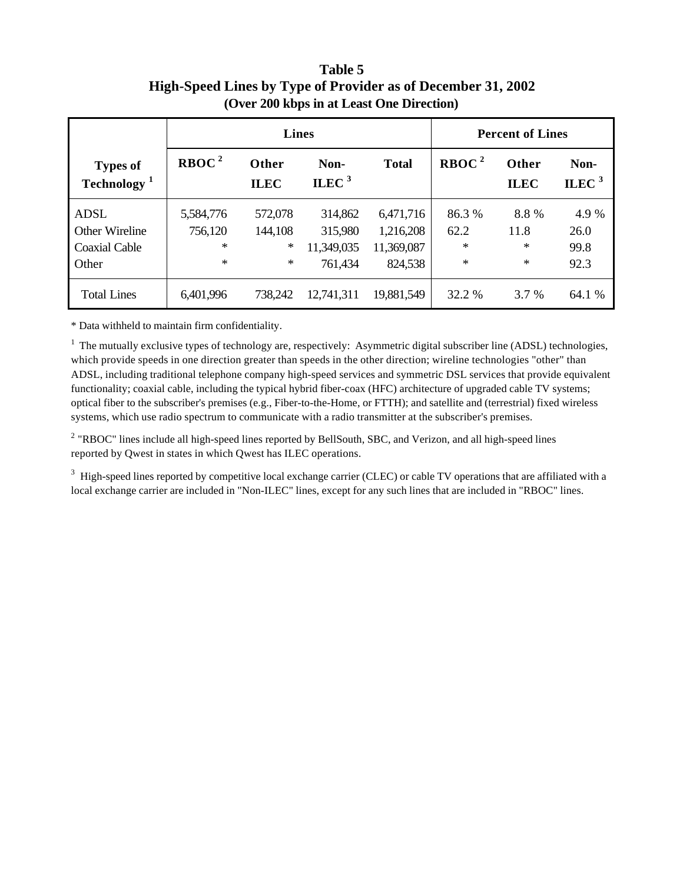# Table 5
## High-Speed Lines by Type of Provider as of December 31, 2002
### (Over 200 kbps in at Least One Direction)

| Types of Technology [1] | Lines | | | | Percent of Lines | | |
|---|---|---|---|---|---|---|---|
| | RBOC [2] | Other ILEC | Non-ILEC [3] | Total | RBOC [2] | Other ILEC | Non-ILEC [3] |
| ADSL | 5,584,776 | 572,078 | 314,862 | 6,471,716 | 86.3 % | 8.8 % | 4.9 % |
| Other Wireline | 756,120 | 144,108 | 315,980 | 1,216,208 | 62.2 | 11.8 | 26.0 |
| Coaxial Cable | * | * | 11,349,035 | 11,369,087 | * | * | 99.8 |
| Other | * | * | 761,434 | 824,538 | * | * | 92.3 |
| Total Lines | 6,401,996 | 738,242 | 12,741,311 | 19,881,549 | 32.2 % | 3.7 % | 64.1 % |

* Data withheld to maintain firm confidentiality.

[1] The mutually exclusive types of technology are, respectively: Asymmetric digital subscriber line (ADSL) technologies, which provide speeds in one direction greater than speeds in the other direction; wireline technologies "other" than ADSL, including traditional telephone company high-speed services and symmetric DSL services that provide equivalent functionality; coaxial cable, including the typical hybrid fiber-coax (HFC) architecture of upgraded cable TV systems; optical fiber to the subscriber's premises (e.g., Fiber-to-the-Home, or FTTH); and satellite and (terrestrial) fixed wireless systems, which use radio spectrum to communicate with a radio transmitter at the subscriber's premises.

[2] "RBOC" lines include all high-speed lines reported by BellSouth, SBC, and Verizon, and all high-speed lines reported by Qwest in states in which Qwest has ILEC operations.

[3] High-speed lines reported by competitive local exchange carrier (CLEC) or cable TV operations that are affiliated with a local exchange carrier are included in "Non-ILEC" lines, except for any such lines that are included in "RBOC" lines.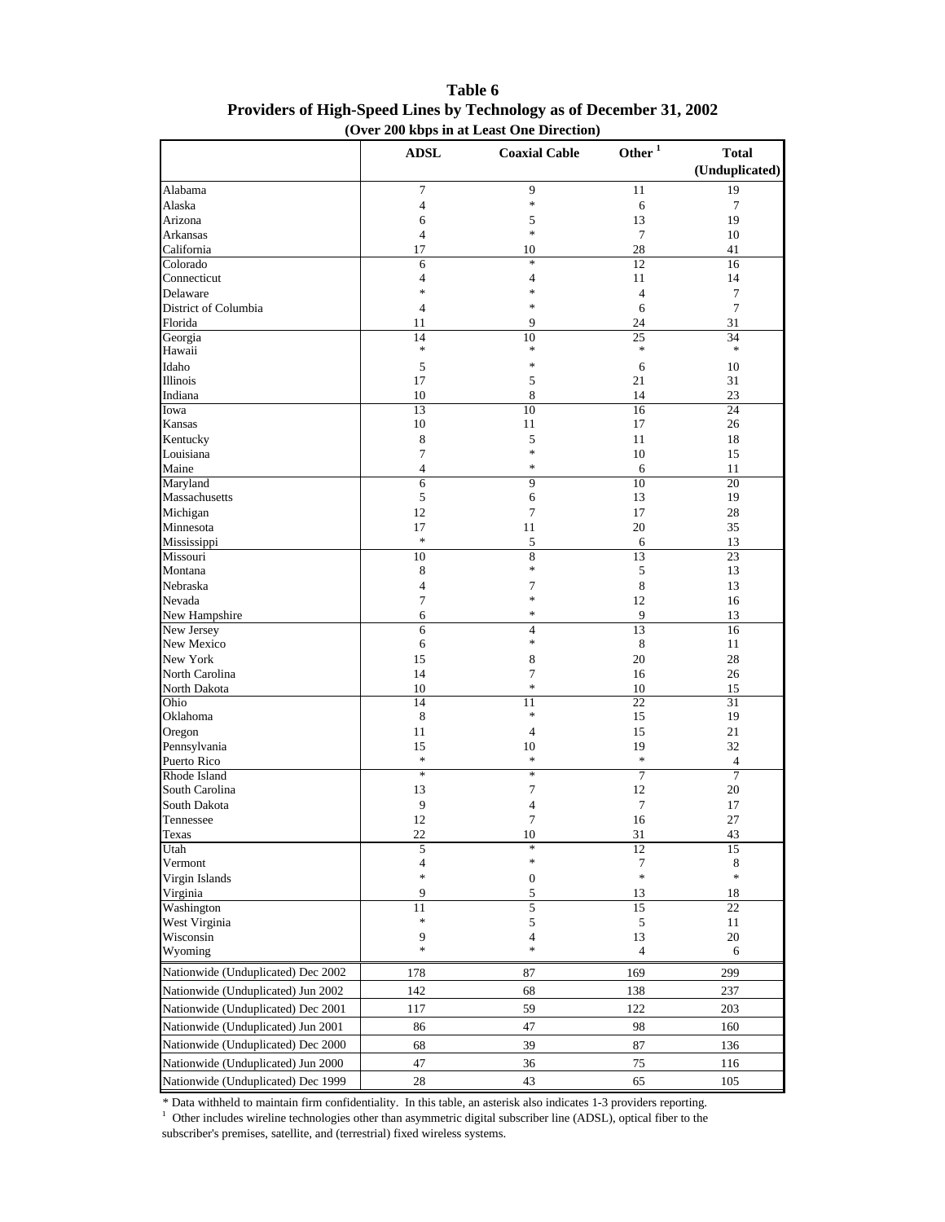**Table 6**

**Providers of High-Speed Lines by Technology as of December 31, 2002**

**(Over 200 kbps in at Least One Direction)**

| | ADSL | Coaxial Cable | Other [1] | Total (Unduplicated) |
|---|---|---|---|---|
| Alabama | 7 | 9 | 11 | 19 |
| Alaska | 4 | * | 6 | 7 |
| Arizona | 6 | 5 | 13 | 19 |
| Arkansas | 4 | * | 7 | 10 |
| California | 17 | 10 | 28 | 41 |
| Colorado | 6 | * | 12 | 16 |
| Connecticut | 4 | 4 | 11 | 14 |
| Delaware | * | * | 4 | 7 |
| District of Columbia | 4 | * | 6 | 7 |
| Florida | 11 | 9 | 24 | 31 |
| Georgia | 14 | 10 | 25 | 34 |
| Hawaii | * | * | * | * |
| Idaho | 5 | * | 6 | 10 |
| Illinois | 17 | 5 | 21 | 31 |
| Indiana | 10 | 8 | 14 | 23 |
| Iowa | 13 | 10 | 16 | 24 |
| Kansas | 10 | 11 | 17 | 26 |
| Kentucky | 8 | 5 | 11 | 18 |
| Louisiana | 7 | * | 10 | 15 |
| Maine | 4 | * | 6 | 11 |
| Maryland | 6 | 9 | 10 | 20 |
| Massachusetts | 5 | 6 | 13 | 19 |
| Michigan | 12 | 7 | 17 | 28 |
| Minnesota | 17 | 11 | 20 | 35 |
| Mississippi | * | 5 | 6 | 13 |
| Missouri | 10 | 8 | 13 | 23 |
| Montana | 8 | * | 5 | 13 |
| Nebraska | 4 | 7 | 8 | 13 |
| Nevada | 7 | * | 12 | 16 |
| New Hampshire | 6 | * | 9 | 13 |
| New Jersey | 6 | 4 | 13 | 16 |
| New Mexico | 6 | * | 8 | 11 |
| New York | 15 | 8 | 20 | 28 |
| North Carolina | 14 | 7 | 16 | 26 |
| North Dakota | 10 | * | 10 | 15 |
| Ohio | 14 | 11 | 22 | 31 |
| Oklahoma | 8 | * | 15 | 19 |
| Oregon | 11 | 4 | 15 | 21 |
| Pennsylvania | 15 | 10 | 19 | 32 |
| Puerto Rico | * | * | * | 4 |
| Rhode Island | * | * | 7 | 7 |
| South Carolina | 13 | 7 | 12 | 20 |
| South Dakota | 9 | 4 | 7 | 17 |
| Tennessee | 12 | 7 | 16 | 27 |
| Texas | 22 | 10 | 31 | 43 |
| Utah | 5 | * | 12 | 15 |
| Vermont | 4 | * | 7 | 8 |
| Virgin Islands | * | 0 | * | * |
| Virginia | 9 | 5 | 13 | 18 |
| Washington | 11 | 5 | 15 | 22 |
| West Virginia | * | 5 | 5 | 11 |
| Wisconsin | 9 | 4 | 13 | 20 |
| Wyoming | * | * | 4 | 6 |
| Nationwide (Unduplicated) Dec 2002 | 178 | 87 | 169 | 299 |
| Nationwide (Unduplicated) Jun 2002 | 142 | 68 | 138 | 237 |
| Nationwide (Unduplicated) Dec 2001 | 117 | 59 | 122 | 203 |
| Nationwide (Unduplicated) Jun 2001 | 86 | 47 | 98 | 160 |
| Nationwide (Unduplicated) Dec 2000 | 68 | 39 | 87 | 136 |
| Nationwide (Unduplicated) Jun 2000 | 47 | 36 | 75 | 116 |
| Nationwide (Unduplicated) Dec 1999 | 28 | 43 | 65 | 105 |

\* Data withheld to maintain firm confidentiality. In this table, an asterisk also indicates 1-3 providers reporting.

[1] Other includes wireline technologies other than asymmetric digital subscriber line (ADSL), optical fiber to the subscriber's premises, satellite, and (terrestrial) fixed wireless systems.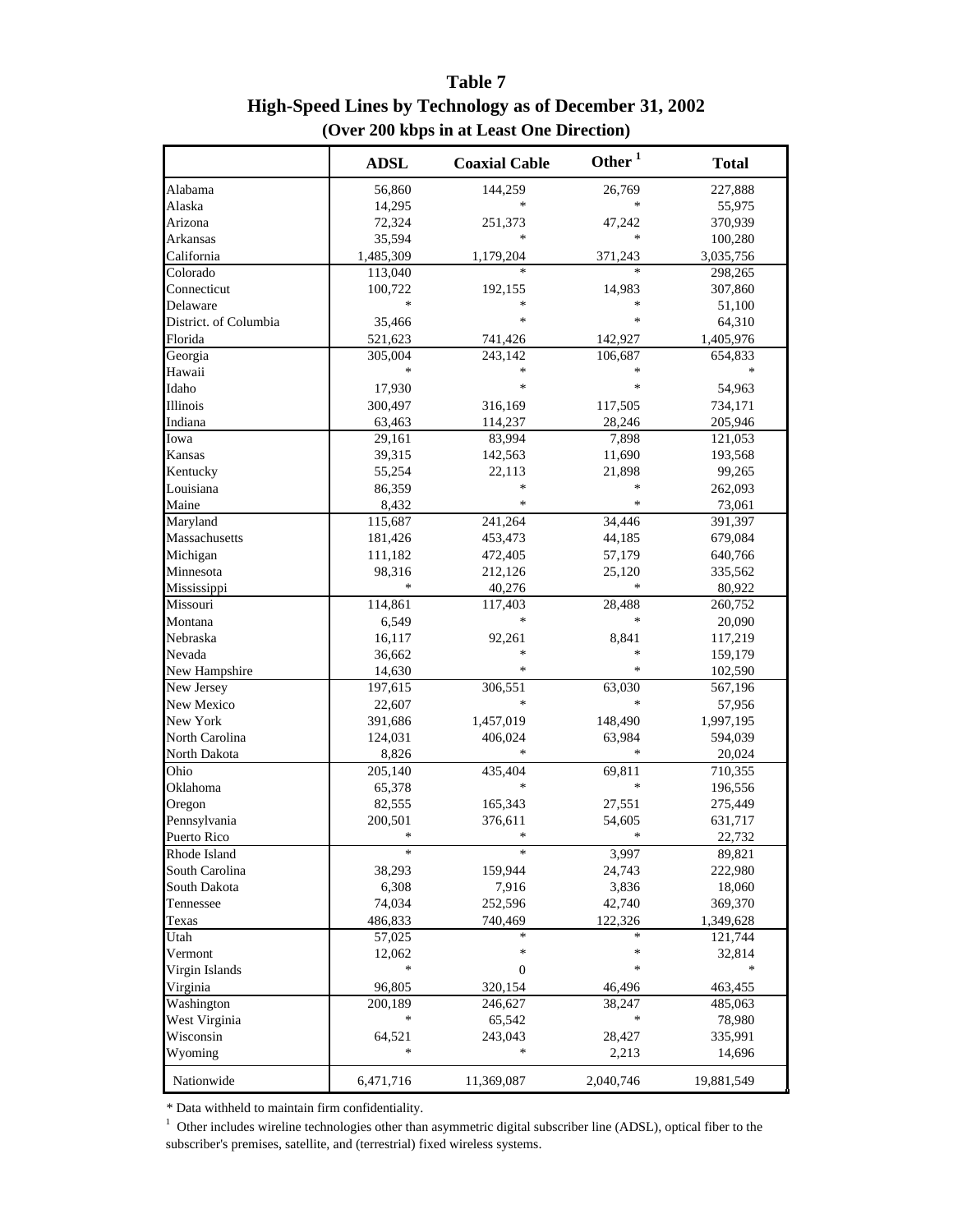# Table 7
## High-Speed Lines by Technology as of December 31, 2002
### (Over 200 kbps in at Least One Direction)

| | ADSL | Coaxial Cable | Other [1] | Total |
|---|---|---|---|---|
| Alabama | 56,860 | 144,259 | 26,769 | 227,888 |
| Alaska | 14,295 | * | * | 55,975 |
| Arizona | 72,324 | 251,373 | 47,242 | 370,939 |
| Arkansas | 35,594 | * | * | 100,280 |
| California | 1,485,309 | 1,179,204 | 371,243 | 3,035,756 |
| Colorado | 113,040 | * | * | 298,265 |
| Connecticut | 100,722 | 192,155 | 14,983 | 307,860 |
| Delaware | * | * | * | 51,100 |
| District. of Columbia | 35,466 | * | * | 64,310 |
| Florida | 521,623 | 741,426 | 142,927 | 1,405,976 |
| Georgia | 305,004 | 243,142 | 106,687 | 654,833 |
| Hawaii | * | * | * | * |
| Idaho | 17,930 | * | * | 54,963 |
| Illinois | 300,497 | 316,169 | 117,505 | 734,171 |
| Indiana | 63,463 | 114,237 | 28,246 | 205,946 |
| Iowa | 29,161 | 83,994 | 7,898 | 121,053 |
| Kansas | 39,315 | 142,563 | 11,690 | 193,568 |
| Kentucky | 55,254 | 22,113 | 21,898 | 99,265 |
| Louisiana | 86,359 | * | * | 262,093 |
| Maine | 8,432 | * | * | 73,061 |
| Maryland | 115,687 | 241,264 | 34,446 | 391,397 |
| Massachusetts | 181,426 | 453,473 | 44,185 | 679,084 |
| Michigan | 111,182 | 472,405 | 57,179 | 640,766 |
| Minnesota | 98,316 | 212,126 | 25,120 | 335,562 |
| Mississippi | * | 40,276 | * | 80,922 |
| Missouri | 114,861 | 117,403 | 28,488 | 260,752 |
| Montana | 6,549 | * | * | 20,090 |
| Nebraska | 16,117 | 92,261 | 8,841 | 117,219 |
| Nevada | 36,662 | * | * | 159,179 |
| New Hampshire | 14,630 | * | * | 102,590 |
| New Jersey | 197,615 | 306,551 | 63,030 | 567,196 |
| New Mexico | 22,607 | * | * | 57,956 |
| New York | 391,686 | 1,457,019 | 148,490 | 1,997,195 |
| North Carolina | 124,031 | 406,024 | 63,984 | 594,039 |
| North Dakota | 8,826 | * | * | 20,024 |
| Ohio | 205,140 | 435,404 | 69,811 | 710,355 |
| Oklahoma | 65,378 | * | * | 196,556 |
| Oregon | 82,555 | 165,343 | 27,551 | 275,449 |
| Pennsylvania | 200,501 | 376,611 | 54,605 | 631,717 |
| Puerto Rico | * | * | * | 22,732 |
| Rhode Island | * | * | 3,997 | 89,821 |
| South Carolina | 38,293 | 159,944 | 24,743 | 222,980 |
| South Dakota | 6,308 | 7,916 | 3,836 | 18,060 |
| Tennessee | 74,034 | 252,596 | 42,740 | 369,370 |
| Texas | 486,833 | 740,469 | 122,326 | 1,349,628 |
| Utah | 57,025 | * | * | 121,744 |
| Vermont | 12,062 | * | * | 32,814 |
| Virgin Islands | * | 0 | * | * |
| Virginia | 96,805 | 320,154 | 46,496 | 463,455 |
| Washington | 200,189 | 246,627 | 38,247 | 485,063 |
| West Virginia | * | 65,542 | * | 78,980 |
| Wisconsin | 64,521 | 243,043 | 28,427 | 335,991 |
| Wyoming | * | * | 2,213 | 14,696 |
| Nationwide | 6,471,716 | 11,369,087 | 2,040,746 | 19,881,549 |

* Data withheld to maintain firm confidentiality.

[1] Other includes wireline technologies other than asymmetric digital subscriber line (ADSL), optical fiber to the subscriber's premises, satellite, and (terrestrial) fixed wireless systems.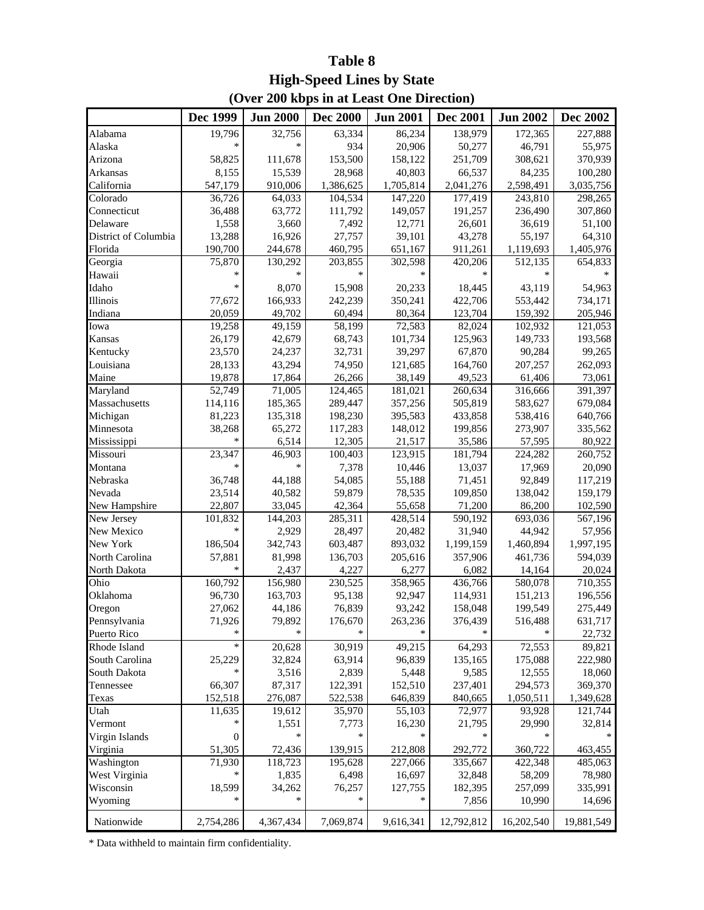# Table 8
## High-Speed Lines by State
## (Over 200 kbps in at Least One Direction)

| | Dec 1999 | Jun 2000 | Dec 2000 | Jun 2001 | Dec 2001 | Jun 2002 | Dec 2002 |
|---|---|---|---|---|---|---|---|
| Alabama | 19,796 | 32,756 | 63,334 | 86,234 | 138,979 | 172,365 | 227,888 |
| Alaska | * | * | 934 | 20,906 | 50,277 | 46,791 | 55,975 |
| Arizona | 58,825 | 111,678 | 153,500 | 158,122 | 251,709 | 308,621 | 370,939 |
| Arkansas | 8,155 | 15,539 | 28,968 | 40,803 | 66,537 | 84,235 | 100,280 |
| California | 547,179 | 910,006 | 1,386,625 | 1,705,814 | 2,041,276 | 2,598,491 | 3,035,756 |
| Colorado | 36,726 | 64,033 | 104,534 | 147,220 | 177,419 | 243,810 | 298,265 |
| Connecticut | 36,488 | 63,772 | 111,792 | 149,057 | 191,257 | 236,490 | 307,860 |
| Delaware | 1,558 | 3,660 | 7,492 | 12,771 | 26,601 | 36,619 | 51,100 |
| District of Columbia | 13,288 | 16,926 | 27,757 | 39,101 | 43,278 | 55,197 | 64,310 |
| Florida | 190,700 | 244,678 | 460,795 | 651,167 | 911,261 | 1,119,693 | 1,405,976 |
| Georgia | 75,870 | 130,292 | 203,855 | 302,598 | 420,206 | 512,135 | 654,833 |
| Hawaii | * | * | * | * | * | * | * |
| Idaho | * | 8,070 | 15,908 | 20,233 | 18,445 | 43,119 | 54,963 |
| Illinois | 77,672 | 166,933 | 242,239 | 350,241 | 422,706 | 553,442 | 734,171 |
| Indiana | 20,059 | 49,702 | 60,494 | 80,364 | 123,704 | 159,392 | 205,946 |
| Iowa | 19,258 | 49,159 | 58,199 | 72,583 | 82,024 | 102,932 | 121,053 |
| Kansas | 26,179 | 42,679 | 68,743 | 101,734 | 125,963 | 149,733 | 193,568 |
| Kentucky | 23,570 | 24,237 | 32,731 | 39,297 | 67,870 | 90,284 | 99,265 |
| Louisiana | 28,133 | 43,294 | 74,950 | 121,685 | 164,760 | 207,257 | 262,093 |
| Maine | 19,878 | 17,864 | 26,266 | 38,149 | 49,523 | 61,406 | 73,061 |
| Maryland | 52,749 | 71,005 | 124,465 | 181,021 | 260,634 | 316,666 | 391,397 |
| Massachusetts | 114,116 | 185,365 | 289,447 | 357,256 | 505,819 | 583,627 | 679,084 |
| Michigan | 81,223 | 135,318 | 198,230 | 395,583 | 433,858 | 538,416 | 640,766 |
| Minnesota | 38,268 | 65,272 | 117,283 | 148,012 | 199,856 | 273,907 | 335,562 |
| Mississippi | * | 6,514 | 12,305 | 21,517 | 35,586 | 57,595 | 80,922 |
| Missouri | 23,347 | 46,903 | 100,403 | 123,915 | 181,794 | 224,282 | 260,752 |
| Montana | * | * | 7,378 | 10,446 | 13,037 | 17,969 | 20,090 |
| Nebraska | 36,748 | 44,188 | 54,085 | 55,188 | 71,451 | 92,849 | 117,219 |
| Nevada | 23,514 | 40,582 | 59,879 | 78,535 | 109,850 | 138,042 | 159,179 |
| New Hampshire | 22,807 | 33,045 | 42,364 | 55,658 | 71,200 | 86,200 | 102,590 |
| New Jersey | 101,832 | 144,203 | 285,311 | 428,514 | 590,192 | 693,036 | 567,196 |
| New Mexico | * | 2,929 | 28,497 | 20,482 | 31,940 | 44,942 | 57,956 |
| New York | 186,504 | 342,743 | 603,487 | 893,032 | 1,199,159 | 1,460,894 | 1,997,195 |
| North Carolina | 57,881 | 81,998 | 136,703 | 205,616 | 357,906 | 461,736 | 594,039 |
| North Dakota | * | 2,437 | 4,227 | 6,277 | 6,082 | 14,164 | 20,024 |
| Ohio | 160,792 | 156,980 | 230,525 | 358,965 | 436,766 | 580,078 | 710,355 |
| Oklahoma | 96,730 | 163,703 | 95,138 | 92,947 | 114,931 | 151,213 | 196,556 |
| Oregon | 27,062 | 44,186 | 76,839 | 93,242 | 158,048 | 199,549 | 275,449 |
| Pennsylvania | 71,926 | 79,892 | 176,670 | 263,236 | 376,439 | 516,488 | 631,717 |
| Puerto Rico | * | * | * | * | * | * | 22,732 |
| Rhode Island | * | 20,628 | 30,919 | 49,215 | 64,293 | 72,553 | 89,821 |
| South Carolina | 25,229 | 32,824 | 63,914 | 96,839 | 135,165 | 175,088 | 222,980 |
| South Dakota | * | 3,516 | 2,839 | 5,448 | 9,585 | 12,555 | 18,060 |
| Tennessee | 66,307 | 87,317 | 122,391 | 152,510 | 237,401 | 294,573 | 369,370 |
| Texas | 152,518 | 276,087 | 522,538 | 646,839 | 840,665 | 1,050,511 | 1,349,628 |
| Utah | 11,635 | 19,612 | 35,970 | 55,103 | 72,977 | 93,928 | 121,744 |
| Vermont | * | 1,551 | 7,773 | 16,230 | 21,795 | 29,990 | 32,814 |
| Virgin Islands | 0 | * | * | * | * | * | * |
| Virginia | 51,305 | 72,436 | 139,915 | 212,808 | 292,772 | 360,722 | 463,455 |
| Washington | 71,930 | 118,723 | 195,628 | 227,066 | 335,667 | 422,348 | 485,063 |
| West Virginia | * | 1,835 | 6,498 | 16,697 | 32,848 | 58,209 | 78,980 |
| Wisconsin | 18,599 | 34,262 | 76,257 | 127,755 | 182,395 | 257,099 | 335,991 |
| Wyoming | * | * | * | * | 7,856 | 10,990 | 14,696 |
| Nationwide | 2,754,286 | 4,367,434 | 7,069,874 | 9,616,341 | 12,792,812 | 16,202,540 | 19,881,549 |

* Data withheld to maintain firm confidentiality.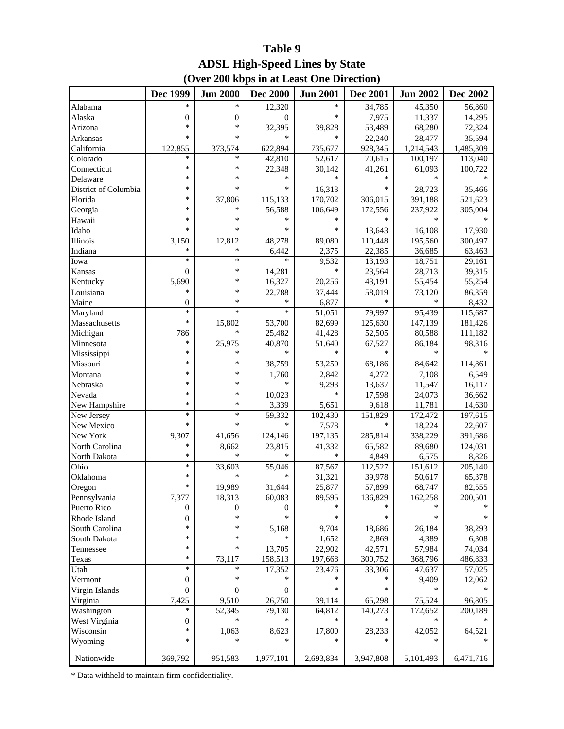# Table 9
## ADSL High-Speed Lines by State
### (Over 200 kbps in at Least One Direction)

| | Dec 1999 | Jun 2000 | Dec 2000 | Jun 2001 | Dec 2001 | Jun 2002 | Dec 2002 |
|---|---|---|---|---|---|---|---|
| Alabama | * | * | 12,320 | * | 34,785 | 45,350 | 56,860 |
| Alaska | 0 | 0 | 0 | * | 7,975 | 11,337 | 14,295 |
| Arizona | * | * | 32,395 | 39,828 | 53,489 | 68,280 | 72,324 |
| Arkansas | * | * | * | * | 22,240 | 28,477 | 35,594 |
| California | 122,855 | 373,574 | 622,894 | 735,677 | 928,345 | 1,214,543 | 1,485,309 |
| Colorado | * | * | 42,810 | 52,617 | 70,615 | 100,197 | 113,040 |
| Connecticut | * | * | 22,348 | 30,142 | 41,261 | 61,093 | 100,722 |
| Delaware | * | * | * | * | * | * | * |
| District of Columbia | * | * | * | 16,313 | * | 28,723 | 35,466 |
| Florida | * | 37,806 | 115,133 | 170,702 | 306,015 | 391,188 | 521,623 |
| Georgia | * | * | 56,588 | 106,649 | 172,556 | 237,922 | 305,004 |
| Hawaii | * | * | * | * | * | * | * |
| Idaho | * | * | * | * | 13,643 | 16,108 | 17,930 |
| Illinois | 3,150 | 12,812 | 48,278 | 89,080 | 110,448 | 195,560 | 300,497 |
| Indiana | * | * | 6,442 | 2,375 | 22,385 | 36,685 | 63,463 |
| Iowa | * | * | * | 9,532 | 13,193 | 18,751 | 29,161 |
| Kansas | 0 | * | 14,281 | * | 23,564 | 28,713 | 39,315 |
| Kentucky | 5,690 | * | 16,327 | 20,256 | 43,191 | 55,454 | 55,254 |
| Louisiana | * | * | 22,788 | 37,444 | 58,019 | 73,120 | 86,359 |
| Maine | 0 | * | * | 6,877 | * | * | 8,432 |
| Maryland | * | * | * | 51,051 | 79,997 | 95,439 | 115,687 |
| Massachusetts | * | 15,802 | 53,700 | 82,699 | 125,630 | 147,139 | 181,426 |
| Michigan | 786 | * | 25,482 | 41,428 | 52,505 | 80,588 | 111,182 |
| Minnesota | * | 25,975 | 40,870 | 51,640 | 67,527 | 86,184 | 98,316 |
| Mississippi | * | * | * | * | * | * | * |
| Missouri | * | * | 38,759 | 53,250 | 68,186 | 84,642 | 114,861 |
| Montana | * | * | 1,760 | 2,842 | 4,272 | 7,108 | 6,549 |
| Nebraska | * | * | * | 9,293 | 13,637 | 11,547 | 16,117 |
| Nevada | * | * | 10,023 | * | 17,598 | 24,073 | 36,662 |
| New Hampshire | * | * | 3,339 | 5,651 | 9,618 | 11,781 | 14,630 |
| New Jersey | * | * | 59,332 | 102,430 | 151,829 | 172,472 | 197,615 |
| New Mexico | * | * | * | 7,578 | * | 18,224 | 22,607 |
| New York | 9,307 | 41,656 | 124,146 | 197,135 | 285,814 | 338,229 | 391,686 |
| North Carolina | * | 8,662 | 23,815 | 41,332 | 65,582 | 89,680 | 124,031 |
| North Dakota | * | * | * | * | 4,849 | 6,575 | 8,826 |
| Ohio | * | 33,603 | 55,046 | 87,567 | 112,527 | 151,612 | 205,140 |
| Oklahoma | * | * | * | 31,321 | 39,978 | 50,617 | 65,378 |
| Oregon | * | 19,989 | 31,644 | 25,877 | 57,899 | 68,747 | 82,555 |
| Pennsylvania | 7,377 | 18,313 | 60,083 | 89,595 | 136,829 | 162,258 | 200,501 |
| Puerto Rico | 0 | 0 | 0 | * | * | * | * |
| Rhode Island | 0 | * | * | * | * | * | * |
| South Carolina | * | * | 5,168 | 9,704 | 18,686 | 26,184 | 38,293 |
| South Dakota | * | * | * | 1,652 | 2,869 | 4,389 | 6,308 |
| Tennessee | * | * | 13,705 | 22,902 | 42,571 | 57,984 | 74,034 |
| Texas | * | 73,117 | 158,513 | 197,668 | 300,752 | 368,796 | 486,833 |
| Utah | * | * | 17,352 | 23,476 | 33,306 | 47,637 | 57,025 |
| Vermont | 0 | * | * | * | * | 9,409 | 12,062 |
| Virgin Islands | 0 | 0 | 0 | * | * | * | * |
| Virginia | 7,425 | 9,510 | 26,750 | 39,114 | 65,298 | 75,524 | 96,805 |
| Washington | * | 52,345 | 79,130 | 64,812 | 140,273 | 172,652 | 200,189 |
| West Virginia | 0 | * | * | * | * | * | * |
| Wisconsin | * | 1,063 | 8,623 | 17,800 | 28,233 | 42,052 | 64,521 |
| Wyoming | * | * | * | * | * | * | * |
| Nationwide | 369,792 | 951,583 | 1,977,101 | 2,693,834 | 3,947,808 | 5,101,493 | 6,471,716 |

* Data withheld to maintain firm confidentiality.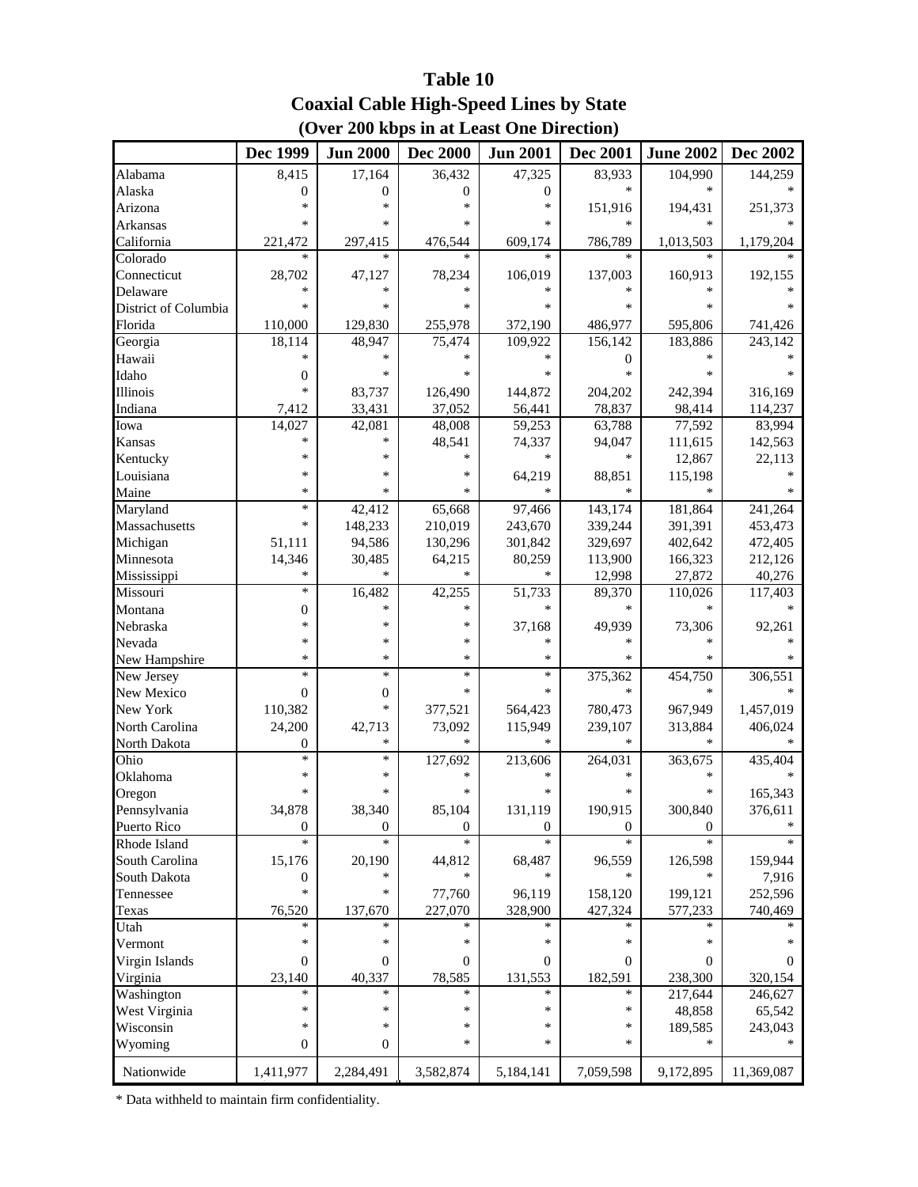# Table 10
## Coaxial Cable High-Speed Lines by State
### (Over 200 kbps in at Least One Direction)

| | Dec 1999 | Jun 2000 | Dec 2000 | Jun 2001 | Dec 2001 | June 2002 | Dec 2002 |
|---|---|---|---|---|---|---|---|
| Alabama | 8,415 | 17,164 | 36,432 | 47,325 | 83,933 | 104,990 | 144,259 |
| Alaska | 0 | 0 | 0 | 0 | * | * | * |
| Arizona | * | * | * | * | 151,916 | 194,431 | 251,373 |
| Arkansas | * | * | * | * | * | * | * |
| California | 221,472 | 297,415 | 476,544 | 609,174 | 786,789 | 1,013,503 | 1,179,204 |
| Colorado | * | * | * | * | * | * | * |
| Connecticut | 28,702 | 47,127 | 78,234 | 106,019 | 137,003 | 160,913 | 192,155 |
| Delaware | * | * | * | * | * | * | * |
| District of Columbia | * | * | * | * | * | * | * |
| Florida | 110,000 | 129,830 | 255,978 | 372,190 | 486,977 | 595,806 | 741,426 |
| Georgia | 18,114 | 48,947 | 75,474 | 109,922 | 156,142 | 183,886 | 243,142 |
| Hawaii | * | * | * | * | 0 | * | * |
| Idaho | 0 | * | * | * | * | * | * |
| Illinois | * | 83,737 | 126,490 | 144,872 | 204,202 | 242,394 | 316,169 |
| Indiana | 7,412 | 33,431 | 37,052 | 56,441 | 78,837 | 98,414 | 114,237 |
| Iowa | 14,027 | 42,081 | 48,008 | 59,253 | 63,788 | 77,592 | 83,994 |
| Kansas | * | * | 48,541 | 74,337 | 94,047 | 111,615 | 142,563 |
| Kentucky | * | * | * | * | * | 12,867 | 22,113 |
| Louisiana | * | * | * | 64,219 | 88,851 | 115,198 | * |
| Maine | * | * | * | * | * | * | * |
| Maryland | * | 42,412 | 65,668 | 97,466 | 143,174 | 181,864 | 241,264 |
| Massachusetts | * | 148,233 | 210,019 | 243,670 | 339,244 | 391,391 | 453,473 |
| Michigan | 51,111 | 94,586 | 130,296 | 301,842 | 329,697 | 402,642 | 472,405 |
| Minnesota | 14,346 | 30,485 | 64,215 | 80,259 | 113,900 | 166,323 | 212,126 |
| Mississippi | * | * | * | * | 12,998 | 27,872 | 40,276 |
| Missouri | * | 16,482 | 42,255 | 51,733 | 89,370 | 110,026 | 117,403 |
| Montana | 0 | * | * | * | * | * | * |
| Nebraska | * | * | * | 37,168 | 49,939 | 73,306 | 92,261 |
| Nevada | * | * | * | * | * | * | * |
| New Hampshire | * | * | * | * | * | * | * |
| New Jersey | * | * | * | * | 375,362 | 454,750 | 306,551 |
| New Mexico | 0 | 0 | * | * | * | * | * |
| New York | 110,382 | * | 377,521 | 564,423 | 780,473 | 967,949 | 1,457,019 |
| North Carolina | 24,200 | 42,713 | 73,092 | 115,949 | 239,107 | 313,884 | 406,024 |
| North Dakota | 0 | * | * | * | * | * | * |
| Ohio | * | * | 127,692 | 213,606 | 264,031 | 363,675 | 435,404 |
| Oklahoma | * | * | * | * | * | * | * |
| Oregon | * | * | * | * | * | * | 165,343 |
| Pennsylvania | 34,878 | 38,340 | 85,104 | 131,119 | 190,915 | 300,840 | 376,611 |
| Puerto Rico | 0 | 0 | 0 | 0 | 0 | 0 | * |
| Rhode Island | * | * | * | * | * | * | * |
| South Carolina | 15,176 | 20,190 | 44,812 | 68,487 | 96,559 | 126,598 | 159,944 |
| South Dakota | 0 | * | * | * | * | * | 7,916 |
| Tennessee | * | * | 77,760 | 96,119 | 158,120 | 199,121 | 252,596 |
| Texas | 76,520 | 137,670 | 227,070 | 328,900 | 427,324 | 577,233 | 740,469 |
| Utah | * | * | * | * | * | * | * |
| Vermont | * | * | * | * | * | * | * |
| Virgin Islands | 0 | 0 | 0 | 0 | 0 | 0 | 0 |
| Virginia | 23,140 | 40,337 | 78,585 | 131,553 | 182,591 | 238,300 | 320,154 |
| Washington | * | * | * | * | * | 217,644 | 246,627 |
| West Virginia | * | * | * | * | * | 48,858 | 65,542 |
| Wisconsin | * | * | * | * | * | 189,585 | 243,043 |
| Wyoming | 0 | 0 | * | * | * | * | * |
| Nationwide | 1,411,977 | 2,284,491 | 3,582,874 | 5,184,141 | 7,059,598 | 9,172,895 | 11,369,087 |

* Data withheld to maintain firm confidentiality.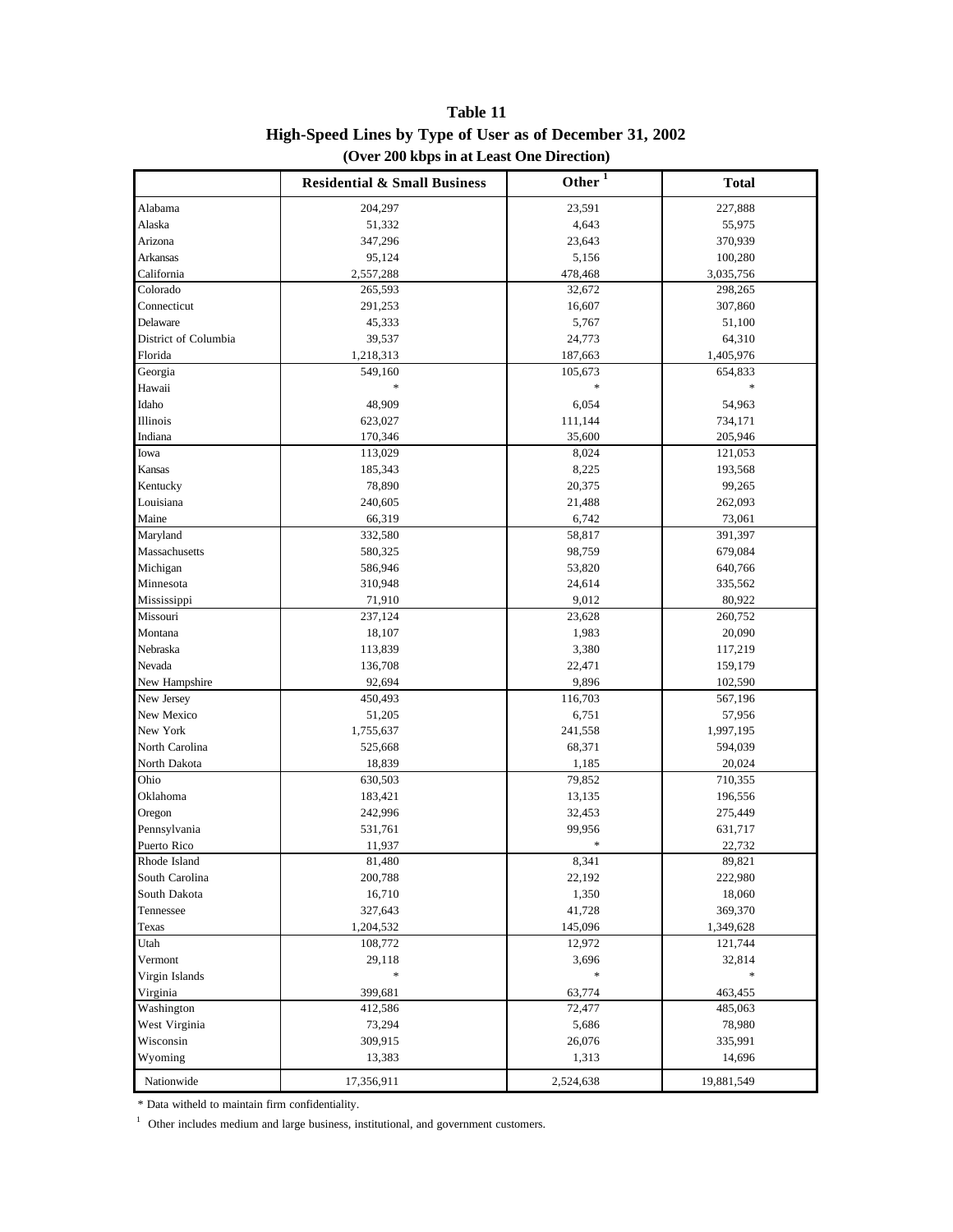**Table 11**

**High-Speed Lines by Type of User as of December 31, 2002**

**(Over 200 kbps in at Least One Direction)**

| | Residential & Small Business | Other [1] | Total |
|---|---|---|---|
| Alabama | 204,297 | 23,591 | 227,888 |
| Alaska | 51,332 | 4,643 | 55,975 |
| Arizona | 347,296 | 23,643 | 370,939 |
| Arkansas | 95,124 | 5,156 | 100,280 |
| California | 2,557,288 | 478,468 | 3,035,756 |
| Colorado | 265,593 | 32,672 | 298,265 |
| Connecticut | 291,253 | 16,607 | 307,860 |
| Delaware | 45,333 | 5,767 | 51,100 |
| District of Columbia | 39,537 | 24,773 | 64,310 |
| Florida | 1,218,313 | 187,663 | 1,405,976 |
| Georgia | 549,160 | 105,673 | 654,833 |
| Hawaii | * | * | * |
| Idaho | 48,909 | 6,054 | 54,963 |
| Illinois | 623,027 | 111,144 | 734,171 |
| Indiana | 170,346 | 35,600 | 205,946 |
| Iowa | 113,029 | 8,024 | 121,053 |
| Kansas | 185,343 | 8,225 | 193,568 |
| Kentucky | 78,890 | 20,375 | 99,265 |
| Louisiana | 240,605 | 21,488 | 262,093 |
| Maine | 66,319 | 6,742 | 73,061 |
| Maryland | 332,580 | 58,817 | 391,397 |
| Massachusetts | 580,325 | 98,759 | 679,084 |
| Michigan | 586,946 | 53,820 | 640,766 |
| Minnesota | 310,948 | 24,614 | 335,562 |
| Mississippi | 71,910 | 9,012 | 80,922 |
| Missouri | 237,124 | 23,628 | 260,752 |
| Montana | 18,107 | 1,983 | 20,090 |
| Nebraska | 113,839 | 3,380 | 117,219 |
| Nevada | 136,708 | 22,471 | 159,179 |
| New Hampshire | 92,694 | 9,896 | 102,590 |
| New Jersey | 450,493 | 116,703 | 567,196 |
| New Mexico | 51,205 | 6,751 | 57,956 |
| New York | 1,755,637 | 241,558 | 1,997,195 |
| North Carolina | 525,668 | 68,371 | 594,039 |
| North Dakota | 18,839 | 1,185 | 20,024 |
| Ohio | 630,503 | 79,852 | 710,355 |
| Oklahoma | 183,421 | 13,135 | 196,556 |
| Oregon | 242,996 | 32,453 | 275,449 |
| Pennsylvania | 531,761 | 99,956 | 631,717 |
| Puerto Rico | 11,937 | * | 22,732 |
| Rhode Island | 81,480 | 8,341 | 89,821 |
| South Carolina | 200,788 | 22,192 | 222,980 |
| South Dakota | 16,710 | 1,350 | 18,060 |
| Tennessee | 327,643 | 41,728 | 369,370 |
| Texas | 1,204,532 | 145,096 | 1,349,628 |
| Utah | 108,772 | 12,972 | 121,744 |
| Vermont | 29,118 | 3,696 | 32,814 |
| Virgin Islands | * | * | * |
| Virginia | 399,681 | 63,774 | 463,455 |
| Washington | 412,586 | 72,477 | 485,063 |
| West Virginia | 73,294 | 5,686 | 78,980 |
| Wisconsin | 309,915 | 26,076 | 335,991 |
| Wyoming | 13,383 | 1,313 | 14,696 |
| Nationwide | 17,356,911 | 2,524,638 | 19,881,549 |

* Data witheld to maintain firm confidentiality.

[1] Other includes medium and large business, institutional, and government customers.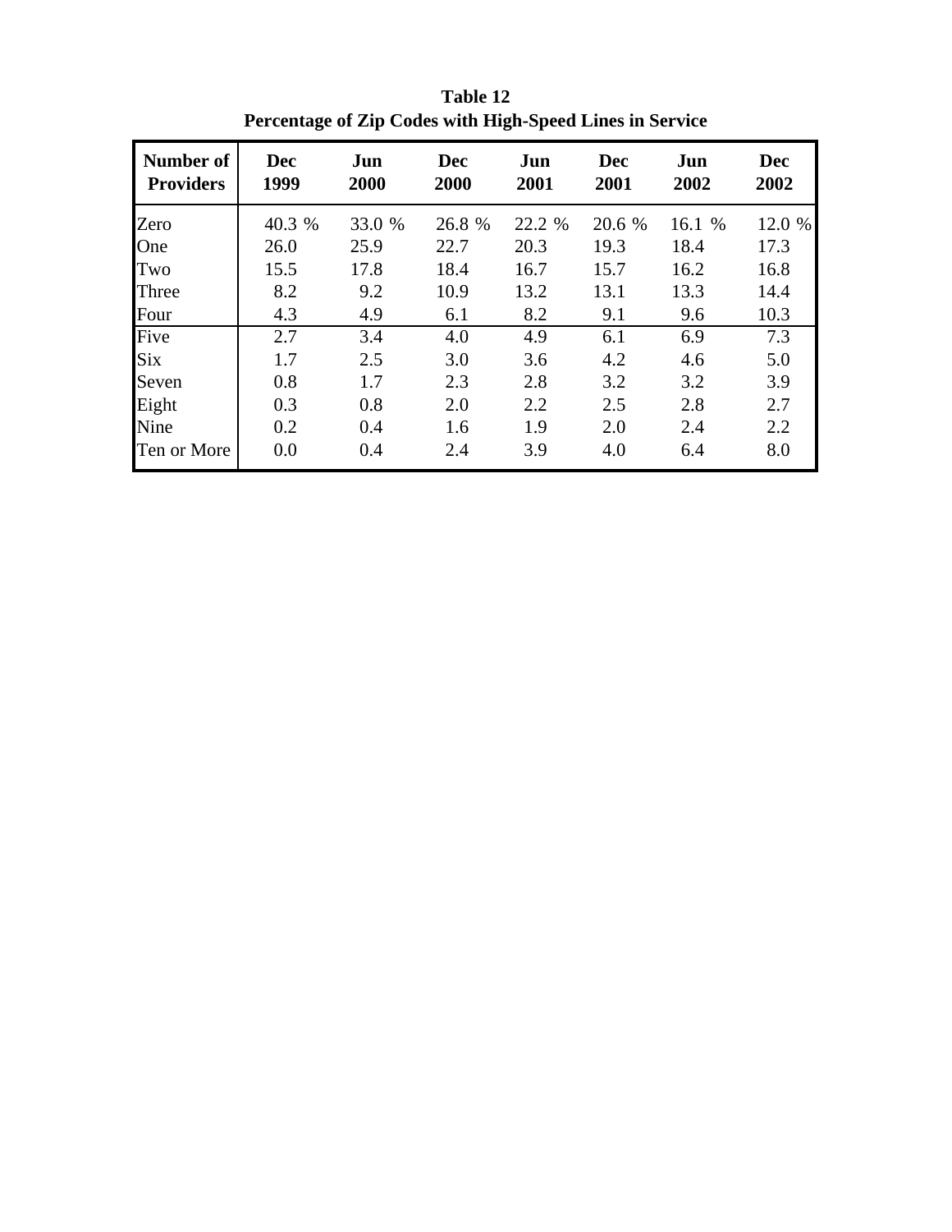**Table 12**
**Percentage of Zip Codes with High-Speed Lines in Service**

| Number of Providers | Dec 1999 | Jun 2000 | Dec 2000 | Jun 2001 | Dec 2001 | Jun 2002 | Dec 2002 |
|---|---|---|---|---|---|---|---|
| Zero | 40.3 % | 33.0 % | 26.8 % | 22.2 % | 20.6 % | 16.1 % | 12.0 % |
| One | 26.0 | 25.9 | 22.7 | 20.3 | 19.3 | 18.4 | 17.3 |
| Two | 15.5 | 17.8 | 18.4 | 16.7 | 15.7 | 16.2 | 16.8 |
| Three | 8.2 | 9.2 | 10.9 | 13.2 | 13.1 | 13.3 | 14.4 |
| Four | 4.3 | 4.9 | 6.1 | 8.2 | 9.1 | 9.6 | 10.3 |
| Five | 2.7 | 3.4 | 4.0 | 4.9 | 6.1 | 6.9 | 7.3 |
| Six | 1.7 | 2.5 | 3.0 | 3.6 | 4.2 | 4.6 | 5.0 |
| Seven | 0.8 | 1.7 | 2.3 | 2.8 | 3.2 | 3.2 | 3.9 |
| Eight | 0.3 | 0.8 | 2.0 | 2.2 | 2.5 | 2.8 | 2.7 |
| Nine | 0.2 | 0.4 | 1.6 | 1.9 | 2.0 | 2.4 | 2.2 |
| Ten or More | 0.0 | 0.4 | 2.4 | 3.9 | 4.0 | 6.4 | 8.0 |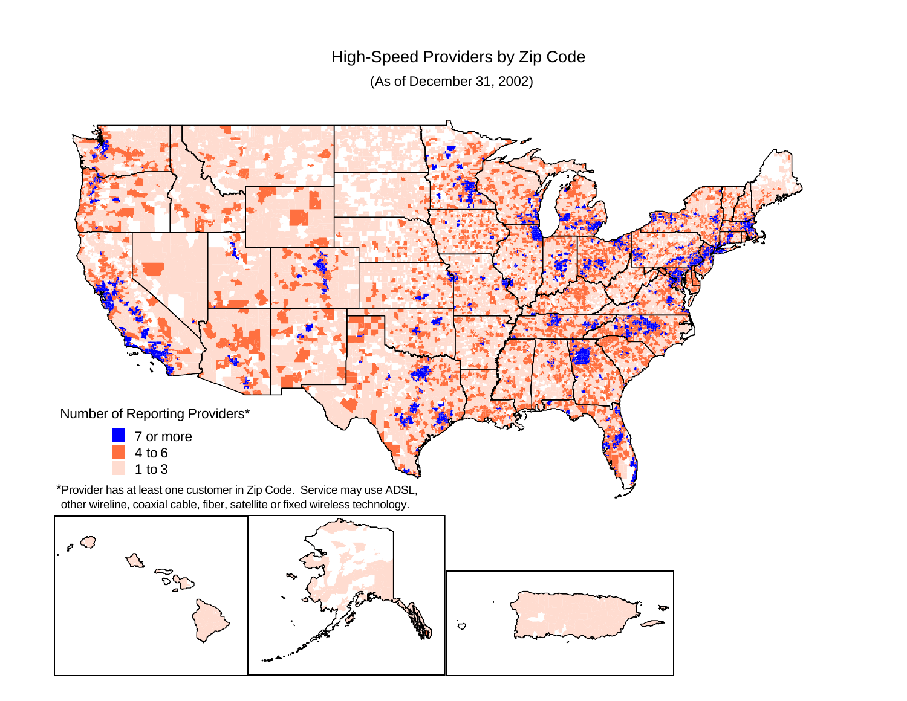# High-Speed Providers by Zip Code

(As of December 31, 2002)

Number of Reporting Providers*

- 7 or more
- 4 to 6
- 1 to 3

*Provider has at least one customer in Zip Code. Service may use ADSL, other wireline, coaxial cable, fiber, satellite or fixed wireless technology.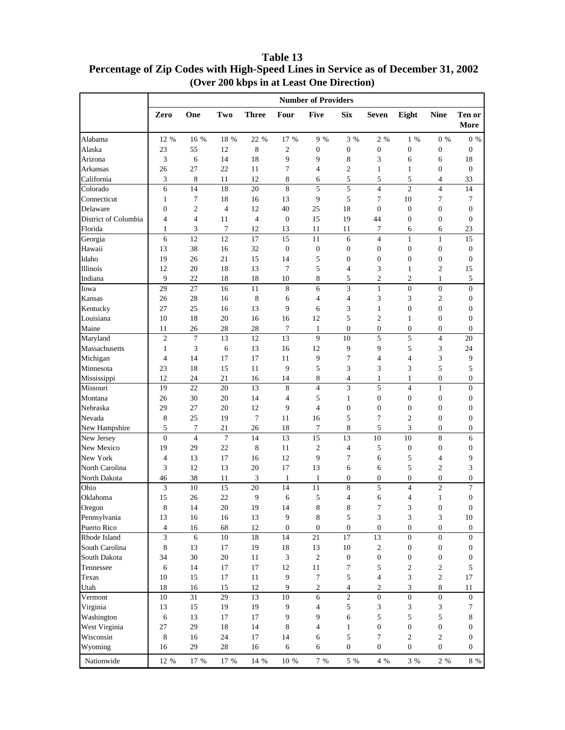# Table 13
## Percentage of Zip Codes with High-Speed Lines in Service as of December 31, 2002
### (Over 200 kbps in at Least One Direction)

| | Number of Providers | | | | | | | | | | |
|---|---|---|---|---|---|---|---|---|---|---|---|
| | Zero | One | Two | Three | Four | Five | Six | Seven | Eight | Nine | Ten or More |
| Alabama | 12 % | 16 % | 18 % | 22 % | 17 % | 9 % | 3 % | 2 % | 1 % | 0 % | 0 % |
| Alaska | 23 | 55 | 12 | 8 | 2 | 0 | 0 | 0 | 0 | 0 | 0 |
| Arizona | 3 | 6 | 14 | 18 | 9 | 9 | 8 | 3 | 6 | 6 | 18 |
| Arkansas | 26 | 27 | 22 | 11 | 7 | 4 | 2 | 1 | 1 | 0 | 0 |
| California | 3 | 8 | 11 | 12 | 8 | 6 | 5 | 5 | 5 | 4 | 33 |
| Colorado | 6 | 14 | 18 | 20 | 8 | 5 | 5 | 4 | 2 | 4 | 14 |
| Connecticut | 1 | 7 | 18 | 16 | 13 | 9 | 5 | 7 | 10 | 7 | 7 |
| Delaware | 0 | 2 | 4 | 12 | 40 | 25 | 18 | 0 | 0 | 0 | 0 |
| District of Columbia | 4 | 4 | 11 | 4 | 0 | 15 | 19 | 44 | 0 | 0 | 0 |
| Florida | 1 | 3 | 7 | 12 | 13 | 11 | 11 | 7 | 6 | 6 | 23 |
| Georgia | 6 | 12 | 12 | 17 | 15 | 11 | 6 | 4 | 1 | 1 | 15 |
| Hawaii | 13 | 38 | 16 | 32 | 0 | 0 | 0 | 0 | 0 | 0 | 0 |
| Idaho | 19 | 26 | 21 | 15 | 14 | 5 | 0 | 0 | 0 | 0 | 0 |
| Illinois | 12 | 20 | 18 | 13 | 7 | 5 | 4 | 3 | 1 | 2 | 15 |
| Indiana | 9 | 22 | 18 | 18 | 10 | 8 | 5 | 2 | 2 | 1 | 5 |
| Iowa | 29 | 27 | 16 | 11 | 8 | 6 | 3 | 1 | 0 | 0 | 0 |
| Kansas | 26 | 28 | 16 | 8 | 6 | 4 | 4 | 3 | 3 | 2 | 0 |
| Kentucky | 27 | 25 | 16 | 13 | 9 | 6 | 3 | 1 | 0 | 0 | 0 |
| Louisiana | 10 | 18 | 20 | 16 | 16 | 12 | 5 | 2 | 1 | 0 | 0 |
| Maine | 11 | 26 | 28 | 28 | 7 | 1 | 0 | 0 | 0 | 0 | 0 |
| Maryland | 2 | 7 | 13 | 12 | 13 | 9 | 10 | 5 | 5 | 4 | 20 |
| Massachusetts | 1 | 3 | 6 | 13 | 16 | 12 | 9 | 9 | 5 | 3 | 24 |
| Michigan | 4 | 14 | 17 | 17 | 11 | 9 | 7 | 4 | 4 | 3 | 9 |
| Minnesota | 23 | 18 | 15 | 11 | 9 | 5 | 3 | 3 | 3 | 5 | 5 |
| Mississippi | 12 | 24 | 21 | 16 | 14 | 8 | 4 | 1 | 1 | 0 | 0 |
| Missouri | 19 | 22 | 20 | 13 | 8 | 4 | 3 | 5 | 4 | 1 | 0 |
| Montana | 26 | 30 | 20 | 14 | 4 | 5 | 1 | 0 | 0 | 0 | 0 |
| Nebraska | 29 | 27 | 20 | 12 | 9 | 4 | 0 | 0 | 0 | 0 | 0 |
| Nevada | 8 | 25 | 19 | 7 | 11 | 16 | 5 | 7 | 2 | 0 | 0 |
| New Hampshire | 5 | 7 | 21 | 26 | 18 | 7 | 8 | 5 | 3 | 0 | 0 |
| New Jersey | 0 | 4 | 7 | 14 | 13 | 15 | 13 | 10 | 10 | 8 | 6 |
| New Mexico | 19 | 29 | 22 | 8 | 11 | 2 | 4 | 5 | 0 | 0 | 0 |
| New York | 4 | 13 | 17 | 16 | 12 | 9 | 7 | 6 | 5 | 4 | 9 |
| North Carolina | 3 | 12 | 13 | 20 | 17 | 13 | 6 | 6 | 5 | 2 | 3 |
| North Dakota | 46 | 38 | 11 | 3 | 1 | 1 | 0 | 0 | 0 | 0 | 0 |
| Ohio | 3 | 10 | 15 | 20 | 14 | 11 | 8 | 5 | 4 | 2 | 7 |
| Oklahoma | 15 | 26 | 22 | 9 | 6 | 5 | 4 | 6 | 4 | 1 | 0 |
| Oregon | 8 | 14 | 20 | 19 | 14 | 8 | 8 | 7 | 3 | 0 | 0 |
| Pennsylvania | 13 | 16 | 16 | 13 | 9 | 8 | 5 | 3 | 3 | 3 | 10 |
| Puerto Rico | 4 | 16 | 68 | 12 | 0 | 0 | 0 | 0 | 0 | 0 | 0 |
| Rhode Island | 3 | 6 | 10 | 18 | 14 | 21 | 17 | 13 | 0 | 0 | 0 |
| South Carolina | 8 | 13 | 17 | 19 | 18 | 13 | 10 | 2 | 0 | 0 | 0 |
| South Dakota | 34 | 30 | 20 | 11 | 3 | 2 | 0 | 0 | 0 | 0 | 0 |
| Tennessee | 6 | 14 | 17 | 17 | 12 | 11 | 7 | 5 | 2 | 2 | 5 |
| Texas | 10 | 15 | 17 | 11 | 9 | 7 | 5 | 4 | 3 | 2 | 17 |
| Utah | 18 | 16 | 15 | 12 | 9 | 2 | 4 | 2 | 3 | 8 | 11 |
| Vermont | 10 | 31 | 29 | 13 | 10 | 6 | 2 | 0 | 0 | 0 | 0 |
| Virginia | 13 | 15 | 19 | 19 | 9 | 4 | 5 | 3 | 3 | 3 | 7 |
| Washington | 6 | 13 | 17 | 17 | 9 | 9 | 6 | 5 | 5 | 5 | 8 |
| West Virginia | 27 | 29 | 18 | 14 | 8 | 4 | 1 | 0 | 0 | 0 | 0 |
| Wisconsin | 8 | 16 | 24 | 17 | 14 | 6 | 5 | 7 | 2 | 2 | 0 |
| Wyoming | 16 | 29 | 28 | 16 | 6 | 6 | 0 | 0 | 0 | 0 | 0 |
| Nationwide | 12 % | 17 % | 17 % | 14 % | 10 % | 7 % | 5 % | 4 % | 3 % | 2 % | 8 % |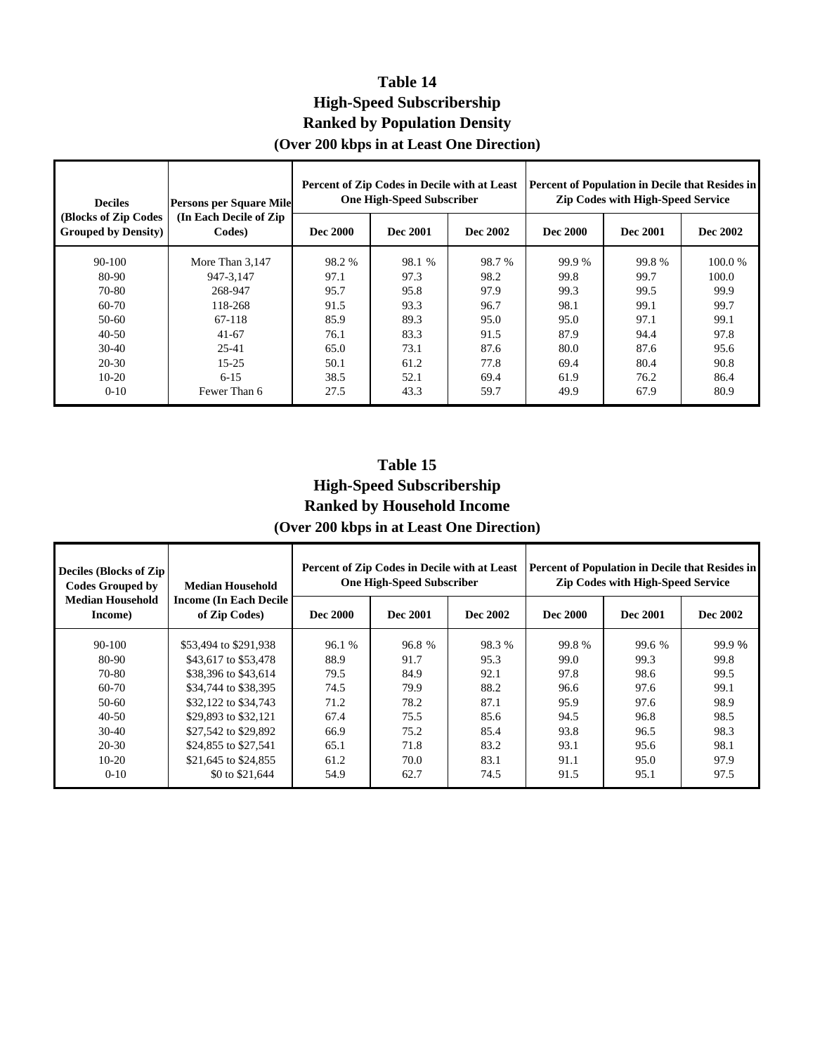## Table 14
## High-Speed Subscribership
## Ranked by Population Density
## (Over 200 kbps in at Least One Direction)

| Deciles (Blocks of Zip Codes Grouped by Density) | Persons per Square Mile (In Each Decile of Zip Codes) | Percent of Zip Codes in Decile with at Least One High-Speed Subscriber | | | Percent of Population in Decile that Resides in Zip Codes with High-Speed Service | | |
|---|---|---|---|---|---|---|---|
| | | Dec 2000 | Dec 2001 | Dec 2002 | Dec 2000 | Dec 2001 | Dec 2002 |
| 90-100 | More Than 3,147 | 98.2 % | 98.1 % | 98.7 % | 99.9 % | 99.8 % | 100.0 % |
| 80-90 | 947-3,147 | 97.1 | 97.3 | 98.2 | 99.8 | 99.7 | 100.0 |
| 70-80 | 268-947 | 95.7 | 95.8 | 97.9 | 99.3 | 99.5 | 99.9 |
| 60-70 | 118-268 | 91.5 | 93.3 | 96.7 | 98.1 | 99.1 | 99.7 |
| 50-60 | 67-118 | 85.9 | 89.3 | 95.0 | 95.0 | 97.1 | 99.1 |
| 40-50 | 41-67 | 76.1 | 83.3 | 91.5 | 87.9 | 94.4 | 97.8 |
| 30-40 | 25-41 | 65.0 | 73.1 | 87.6 | 80.0 | 87.6 | 95.6 |
| 20-30 | 15-25 | 50.1 | 61.2 | 77.8 | 69.4 | 80.4 | 90.8 |
| 10-20 | 6-15 | 38.5 | 52.1 | 69.4 | 61.9 | 76.2 | 86.4 |
| 0-10 | Fewer Than 6 | 27.5 | 43.3 | 59.7 | 49.9 | 67.9 | 80.9 |

## Table 15
## High-Speed Subscribership
## Ranked by Household Income
## (Over 200 kbps in at Least One Direction)

| Deciles (Blocks of Zip Codes Grouped by Median Household Income) | Median Household Income (In Each Decile of Zip Codes) | Percent of Zip Codes in Decile with at Least One High-Speed Subscriber | | | Percent of Population in Decile that Resides in Zip Codes with High-Speed Service | | |
|---|---|---|---|---|---|---|---|
| | | Dec 2000 | Dec 2001 | Dec 2002 | Dec 2000 | Dec 2001 | Dec 2002 |
| 90-100 | $53,494 to $291,938 | 96.1 % | 96.8 % | 98.3 % | 99.8 % | 99.6 % | 99.9 % |
| 80-90 | $43,617 to $53,478 | 88.9 | 91.7 | 95.3 | 99.0 | 99.3 | 99.8 |
| 70-80 | $38,396 to $43,614 | 79.5 | 84.9 | 92.1 | 97.8 | 98.6 | 99.5 |
| 60-70 | $34,744 to $38,395 | 74.5 | 79.9 | 88.2 | 96.6 | 97.6 | 99.1 |
| 50-60 | $32,122 to $34,743 | 71.2 | 78.2 | 87.1 | 95.9 | 97.6 | 98.9 |
| 40-50 | $29,893 to $32,121 | 67.4 | 75.5 | 85.6 | 94.5 | 96.8 | 98.5 |
| 30-40 | $27,542 to $29,892 | 66.9 | 75.2 | 85.4 | 93.8 | 96.5 | 98.3 |
| 20-30 | $24,855 to $27,541 | 65.1 | 71.8 | 83.2 | 93.1 | 95.6 | 98.1 |
| 10-20 | $21,645 to $24,855 | 61.2 | 70.0 | 83.1 | 91.1 | 95.0 | 97.9 |
| 0-10 | $0 to $21,644 | 54.9 | 62.7 | 74.5 | 91.5 | 95.1 | 97.5 |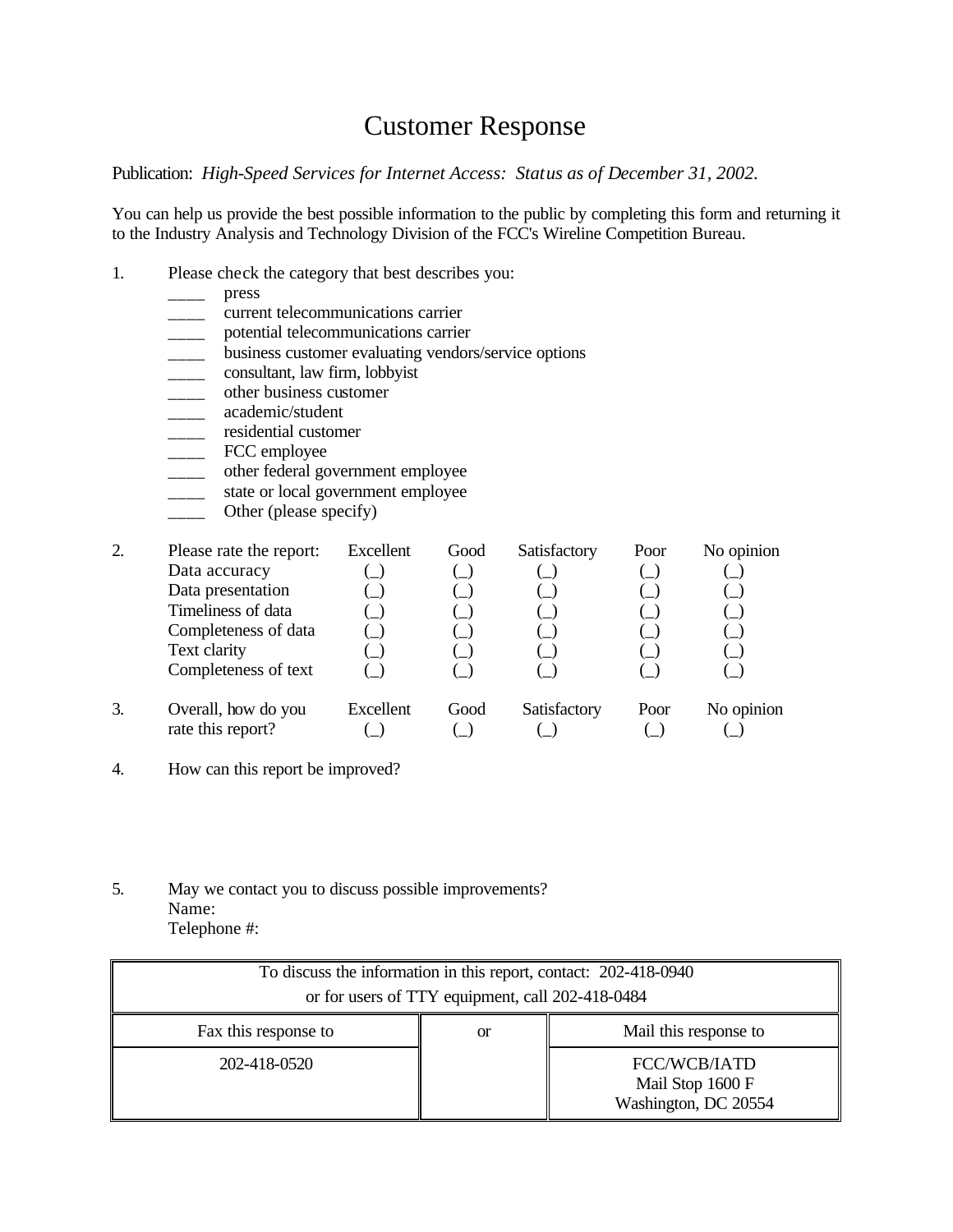# Customer Response

Publication: *High-Speed Services for Internet Access: Status as of December 31, 2002.*

You can help us provide the best possible information to the public by completing this form and returning it to the Industry Analysis and Technology Division of the FCC's Wireline Competition Bureau.

1. Please check the category that best describes you:
   - ____ press
   - ____ current telecommunications carrier
   - ____ potential telecommunications carrier
   - ____ business customer evaluating vendors/service options
   - ____ consultant, law firm, lobbyist
   - ____ other business customer
   - ____ academic/student
   - ____ residential customer
   - ____ FCC employee
   - ____ other federal government employee
   - ____ state or local government employee
   - ____ Other (please specify)

2. Please rate the report:

| Please rate the report: | Excellent | Good | Satisfactory | Poor | No opinion |
|---|---|---|---|---|---|
| Data accuracy | (_) | (_) | (_) | (_) | (_) |
| Data presentation | (_) | (_) | (_) | (_) | (_) |
| Timeliness of data | (_) | (_) | (_) | (_) | (_) |
| Completeness of data | (_) | (_) | (_) | (_) | (_) |
| Text clarity | (_) | (_) | (_) | (_) | (_) |
| Completeness of text | (_) | (_) | (_) | (_) | (_) |

3. Overall, how do you rate this report?

| | Excellent | Good | Satisfactory | Poor | No opinion |
|---|---|---|---|---|---|
| Overall, how do you rate this report? | (_) | (_) | (_) | (_) | (_) |

4. How can this report be improved?

5. May we contact you to discuss possible improvements?
   Name:
   Telephone #:

| To discuss the information in this report, contact: 202-418-0940 or for users of TTY equipment, call 202-418-0484 | | |
|---|---|---|
| Fax this response to | or | Mail this response to |
| 202-418-0520 | | FCC/WCB/IATD<br>Mail Stop 1600 F<br>Washington, DC 20554 |